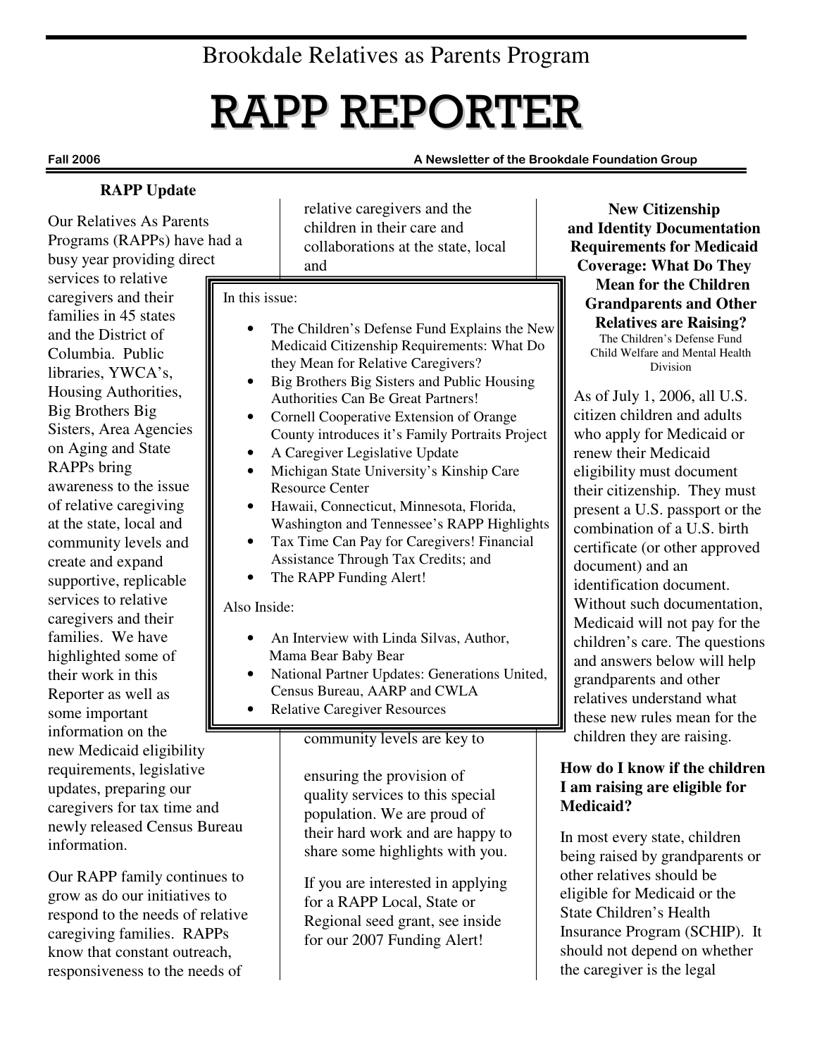Brookdale Relatives as Parents Program

# RAPP REPORTER

**Fall 2006** **A Newsletter of the Brookdale Foundation Group**

## RAPP Update

Our Relatives As Parents Programs (RAPPs) have had a busy year providing direct services to relative caregivers and their families in 45 states and the District of Columbia. Public libraries, YWCA's, Housing Authorities, Big Brothers Big Sisters, Area Agencies on Aging and State RAPPs bring awareness to the issue of relative caregiving at the state, local and community levels and create and expand supportive, replicable services to relative caregivers and their families. We have highlighted some of their work in this Reporter as well as some important information on the new Medicaid eligibility requirements, legislative updates, preparing our caregivers for tax time and newly released Census Bureau information.

Our RAPP family continues to grow as do our initiatives to respond to the needs of relative caregiving families. RAPPs know that constant outreach, responsiveness to the needs of relative caregivers and the children in their care and collaborations at the state, local and community levels are key to ensuring the provision of quality services to this special population. We are proud of their hard work and are happy to share some highlights with you.

If you are interested in applying for a RAPP Local, State or Regional seed grant, see inside for our 2007 Funding Alert!

In this issue:

- The Children's Defense Fund Explains the New Medicaid Citizenship Requirements: What Do they Mean for Relative Caregivers?
- Big Brothers Big Sisters and Public Housing Authorities Can Be Great Partners!
- Cornell Cooperative Extension of Orange County introduces it's Family Portraits Project
- A Caregiver Legislative Update
- Michigan State University's Kinship Care Resource Center
- Hawaii, Connecticut, Minnesota, Florida, Washington and Tennessee's RAPP Highlights
- Tax Time Can Pay for Caregivers! Financial Assistance Through Tax Credits; and
- The RAPP Funding Alert!

Also Inside:

- An Interview with Linda Silvas, Author, Mama Bear Baby Bear
- National Partner Updates: Generations United, Census Bureau, AARP and CWLA
- Relative Caregiver Resources

## New Citizenship and Identity Documentation Requirements for Medicaid Coverage: What Do They Mean for the Children Grandparents and Other Relatives are Raising?

The Children's Defense Fund Child Welfare and Mental Health Division

As of July 1, 2006, all U.S. citizen children and adults who apply for Medicaid or renew their Medicaid eligibility must document their citizenship. They must present a U.S. passport or the combination of a U.S. birth certificate (or other approved document) and an identification document. Without such documentation, Medicaid will not pay for the children's care. The questions and answers below will help grandparents and other relatives understand what these new rules mean for the children they are raising.

### How do I know if the children I am raising are eligible for Medicaid?

In most every state, children being raised by grandparents or other relatives should be eligible for Medicaid or the State Children's Health Insurance Program (SCHIP). It should not depend on whether the caregiver is the legal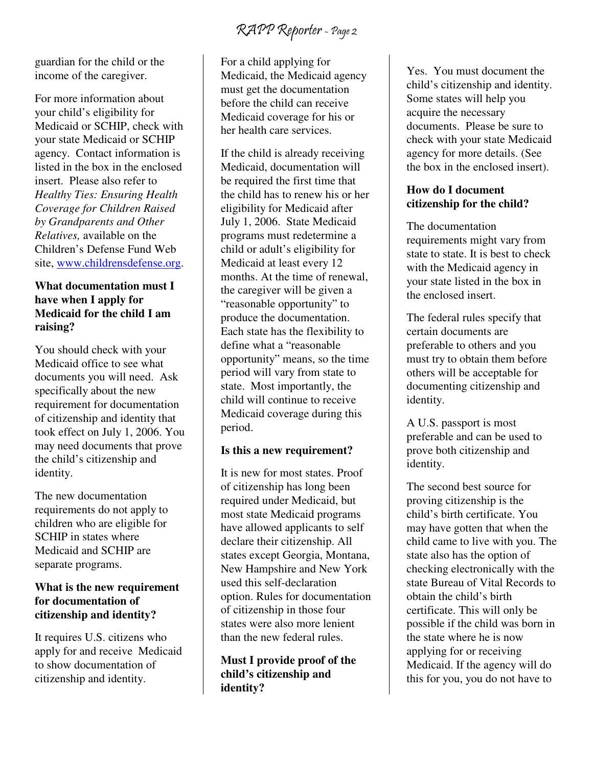guardian for the child or the income of the caregiver.

For more information about your child's eligibility for Medicaid or SCHIP, check with your state Medicaid or SCHIP agency. Contact information is listed in the box in the enclosed insert. Please also refer to *Healthy Ties: Ensuring Health Coverage for Children Raised by Grandparents and Other Relatives,* available on the Children's Defense Fund Web site, www.childrensdefense.org.

**What documentation must I have when I apply for Medicaid for the child I am raising?**

You should check with your Medicaid office to see what documents you will need. Ask specifically about the new requirement for documentation of citizenship and identity that took effect on July 1, 2006. You may need documents that prove the child's citizenship and identity.

The new documentation requirements do not apply to children who are eligible for SCHIP in states where Medicaid and SCHIP are separate programs.

**What is the new requirement for documentation of citizenship and identity?**

It requires U.S. citizens who apply for and receive Medicaid to show documentation of citizenship and identity.

For a child applying for Medicaid, the Medicaid agency must get the documentation before the child can receive Medicaid coverage for his or her health care services.

If the child is already receiving Medicaid, documentation will be required the first time that the child has to renew his or her eligibility for Medicaid after July 1, 2006. State Medicaid programs must redetermine a child or adult's eligibility for Medicaid at least every 12 months. At the time of renewal, the caregiver will be given a "reasonable opportunity" to produce the documentation. Each state has the flexibility to define what a "reasonable opportunity" means, so the time period will vary from state to state. Most importantly, the child will continue to receive Medicaid coverage during this period.

**Is this a new requirement?**

It is new for most states. Proof of citizenship has long been required under Medicaid, but most state Medicaid programs have allowed applicants to self declare their citizenship. All states except Georgia, Montana, New Hampshire and New York used this self-declaration option. Rules for documentation of citizenship in those four states were also more lenient than the new federal rules.

**Must I provide proof of the child's citizenship and identity?**

Yes. You must document the child's citizenship and identity. Some states will help you acquire the necessary documents. Please be sure to check with your state Medicaid agency for more details. (See the box in the enclosed insert).

**How do I document citizenship for the child?**

The documentation requirements might vary from state to state. It is best to check with the Medicaid agency in your state listed in the box in the enclosed insert.

The federal rules specify that certain documents are preferable to others and you must try to obtain them before others will be acceptable for documenting citizenship and identity.

A U.S. passport is most preferable and can be used to prove both citizenship and identity.

The second best source for proving citizenship is the child's birth certificate. You may have gotten that when the child came to live with you. The state also has the option of checking electronically with the state Bureau of Vital Records to obtain the child's birth certificate. This will only be possible if the child was born in the state where he is now applying for or receiving Medicaid. If the agency will do this for you, you do not have to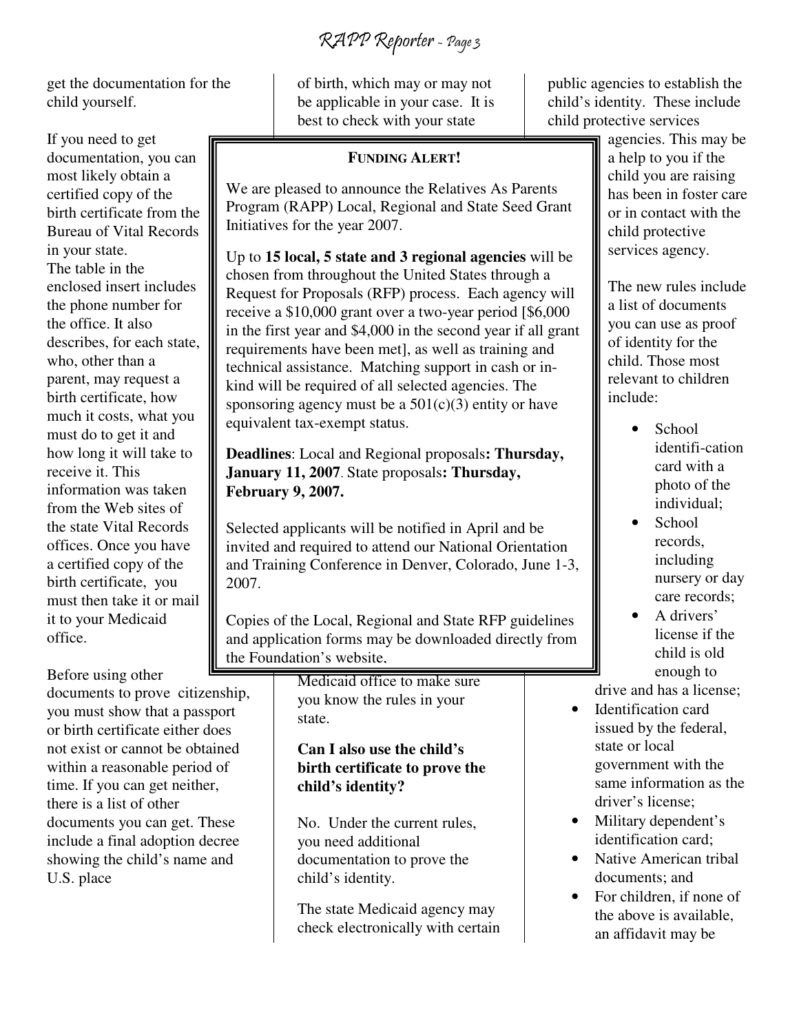get the documentation for the child yourself.

If you need to get documentation, you can most likely obtain a certified copy of the birth certificate from the Bureau of Vital Records in your state. The table in the enclosed insert includes the phone number for the office. It also describes, for each state, who, other than a parent, may request a birth certificate, how much it costs, what you must do to get it and how long it will take to receive it. This information was taken from the Web sites of the state Vital Records offices. Once you have a certified copy of the birth certificate, you must then take it or mail it to your Medicaid office.

Before using other documents to prove citizenship, you must show that a passport or birth certificate either does not exist or cannot be obtained within a reasonable period of time. If you can get neither, there is a list of other documents you can get. These include a final adoption decree showing the child's name and U.S. place of birth, which may or may not be applicable in your case. It is best to check with your state Medicaid office to make sure you know the rules in your state.

### Can I also use the child's birth certificate to prove the child's identity?

No. Under the current rules, you need additional documentation to prove the child's identity.

The state Medicaid agency may check electronically with certain public agencies to establish the child's identity. These include child protective services agencies. This may be a help to you if the child you are raising has been in foster care or in contact with the child protective services agency.

The new rules include a list of documents you can use as proof of identity for the child. Those most relevant to children include:

- School identifi-cation card with a photo of the individual;
- School records, including nursery or day care records;
- A drivers' license if the child is old enough to drive and has a license;
- Identification card issued by the federal, state or local government with the same information as the driver's license;
- Military dependent's identification card;
- Native American tribal documents; and
- For children, if none of the above is available, an affidavit may be

---

**FUNDING ALERT!**

We are pleased to announce the Relatives As Parents Program (RAPP) Local, Regional and State Seed Grant Initiatives for the year 2007.

Up to **15 local, 5 state and 3 regional agencies** will be chosen from throughout the United States through a Request for Proposals (RFP) process. Each agency will receive a $10,000 grant over a two-year period [$6,000 in the first year and $4,000 in the second year if all grant requirements have been met], as well as training and technical assistance. Matching support in cash or in-kind will be required of all selected agencies. The sponsoring agency must be a 501(c)(3) entity or have equivalent tax-exempt status.

**Deadlines**: Local and Regional proposals**: Thursday, January 11, 2007**. State proposals**: Thursday, February 9, 2007.**

Selected applicants will be notified in April and be invited and required to attend our National Orientation and Training Conference in Denver, Colorado, June 1-3, 2007.

Copies of the Local, Regional and State RFP guidelines and application forms may be downloaded directly from the Foundation's website.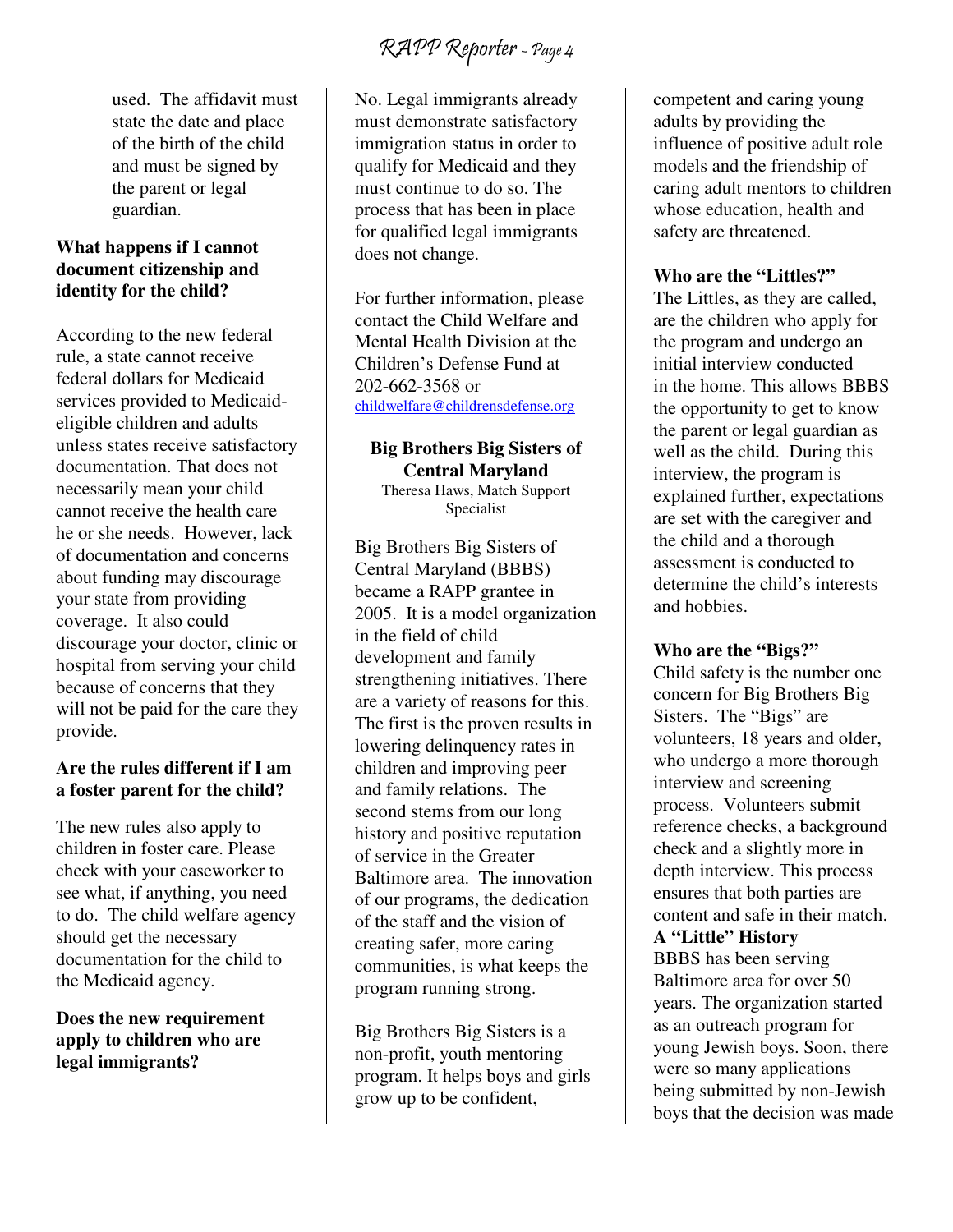used. The affidavit must state the date and place of the birth of the child and must be signed by the parent or legal guardian.

**What happens if I cannot document citizenship and identity for the child?**

According to the new federal rule, a state cannot receive federal dollars for Medicaid services provided to Medicaid-eligible children and adults unless states receive satisfactory documentation. That does not necessarily mean your child cannot receive the health care he or she needs. However, lack of documentation and concerns about funding may discourage your state from providing coverage. It also could discourage your doctor, clinic or hospital from serving your child because of concerns that they will not be paid for the care they provide.

**Are the rules different if I am a foster parent for the child?**

The new rules also apply to children in foster care. Please check with your caseworker to see what, if anything, you need to do. The child welfare agency should get the necessary documentation for the child to the Medicaid agency.

**Does the new requirement apply to children who are legal immigrants?**

No. Legal immigrants already must demonstrate satisfactory immigration status in order to qualify for Medicaid and they must continue to do so. The process that has been in place for qualified legal immigrants does not change.

For further information, please contact the Child Welfare and Mental Health Division at the Children's Defense Fund at 202-662-3568 or childwelfare@childrensdefense.org

## Big Brothers Big Sisters of Central Maryland

Theresa Haws, Match Support Specialist

Big Brothers Big Sisters of Central Maryland (BBBS) became a RAPP grantee in 2005. It is a model organization in the field of child development and family strengthening initiatives. There are a variety of reasons for this. The first is the proven results in lowering delinquency rates in children and improving peer and family relations. The second stems from our long history and positive reputation of service in the Greater Baltimore area. The innovation of our programs, the dedication of the staff and the vision of creating safer, more caring communities, is what keeps the program running strong.

Big Brothers Big Sisters is a non-profit, youth mentoring program. It helps boys and girls grow up to be confident, competent and caring young adults by providing the influence of positive adult role models and the friendship of caring adult mentors to children whose education, health and safety are threatened.

**Who are the "Littles?"**

The Littles, as they are called, are the children who apply for the program and undergo an initial interview conducted in the home. This allows BBBS the opportunity to get to know the parent or legal guardian as well as the child. During this interview, the program is explained further, expectations are set with the caregiver and the child and a thorough assessment is conducted to determine the child's interests and hobbies.

**Who are the "Bigs?"**

Child safety is the number one concern for Big Brothers Big Sisters. The "Bigs" are volunteers, 18 years and older, who undergo a more thorough interview and screening process. Volunteers submit reference checks, a background check and a slightly more in depth interview. This process ensures that both parties are content and safe in their match.

**A "Little" History**

BBBS has been serving Baltimore area for over 50 years. The organization started as an outreach program for young Jewish boys. Soon, there were so many applications being submitted by non-Jewish boys that the decision was made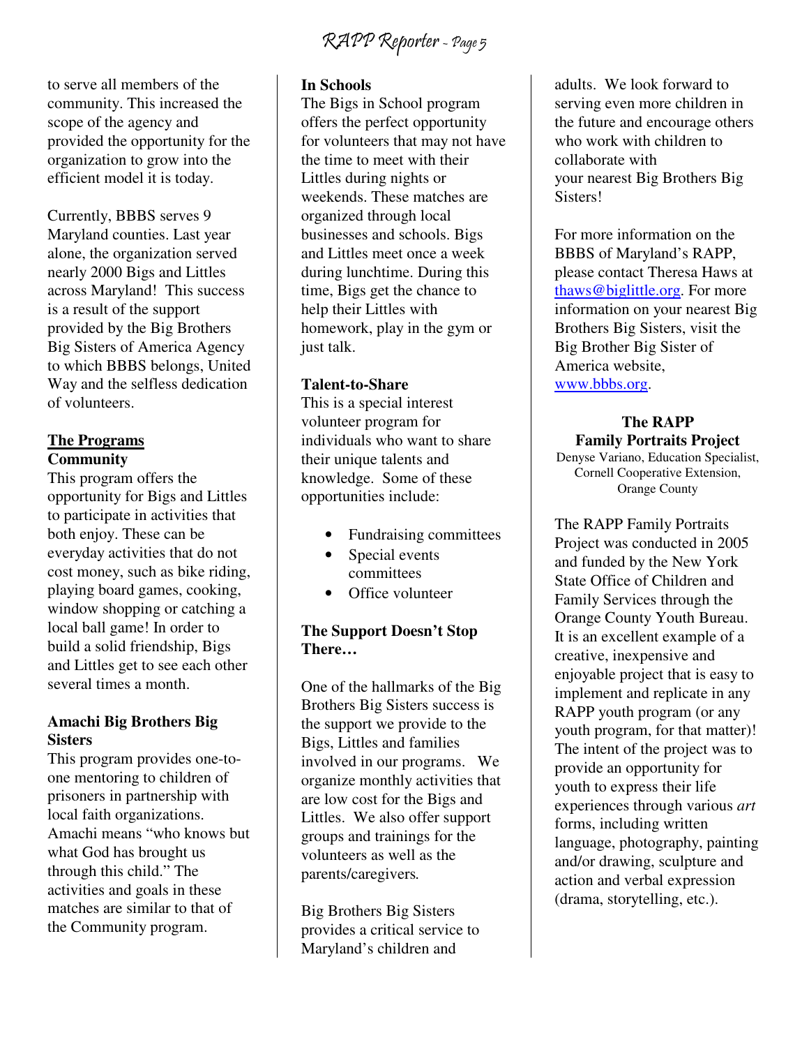to serve all members of the community. This increased the scope of the agency and provided the opportunity for the organization to grow into the efficient model it is today.

Currently, BBBS serves 9 Maryland counties. Last year alone, the organization served nearly 2000 Bigs and Littles across Maryland! This success is a result of the support provided by the Big Brothers Big Sisters of America Agency to which BBBS belongs, United Way and the selfless dedication of volunteers.

## The Programs

### Community

This program offers the opportunity for Bigs and Littles to participate in activities that both enjoy. These can be everyday activities that do not cost money, such as bike riding, playing board games, cooking, window shopping or catching a local ball game! In order to build a solid friendship, Bigs and Littles get to see each other several times a month.

### Amachi Big Brothers Big Sisters

This program provides one-to-one mentoring to children of prisoners in partnership with local faith organizations. Amachi means "who knows but what God has brought us through this child." The activities and goals in these matches are similar to that of the Community program.

### In Schools

The Bigs in School program offers the perfect opportunity for volunteers that may not have the time to meet with their Littles during nights or weekends. These matches are organized through local businesses and schools. Bigs and Littles meet once a week during lunchtime. During this time, Bigs get the chance to help their Littles with homework, play in the gym or just talk.

### Talent-to-Share

This is a special interest volunteer program for individuals who want to share their unique talents and knowledge. Some of these opportunities include:

- Fundraising committees
- Special events committees
- Office volunteer

### The Support Doesn't Stop There…

One of the hallmarks of the Big Brothers Big Sisters success is the support we provide to the Bigs, Littles and families involved in our programs. We organize monthly activities that are low cost for the Bigs and Littles. We also offer support groups and trainings for the volunteers as well as the parents/caregivers.

Big Brothers Big Sisters provides a critical service to Maryland's children and adults. We look forward to serving even more children in the future and encourage others who work with children to collaborate with your nearest Big Brothers Big Sisters!

For more information on the BBBS of Maryland's RAPP, please contact Theresa Haws at thaws@biglittle.org. For more information on your nearest Big Brothers Big Sisters, visit the Big Brother Big Sister of America website, www.bbbs.org.

## The RAPP Family Portraits Project

Denyse Variano, Education Specialist, Cornell Cooperative Extension, Orange County

The RAPP Family Portraits Project was conducted in 2005 and funded by the New York State Office of Children and Family Services through the Orange County Youth Bureau. It is an excellent example of a creative, inexpensive and enjoyable project that is easy to implement and replicate in any RAPP youth program (or any youth program, for that matter)! The intent of the project was to provide an opportunity for youth to express their life experiences through various *art* forms, including written language, photography, painting and/or drawing, sculpture and action and verbal expression (drama, storytelling, etc.).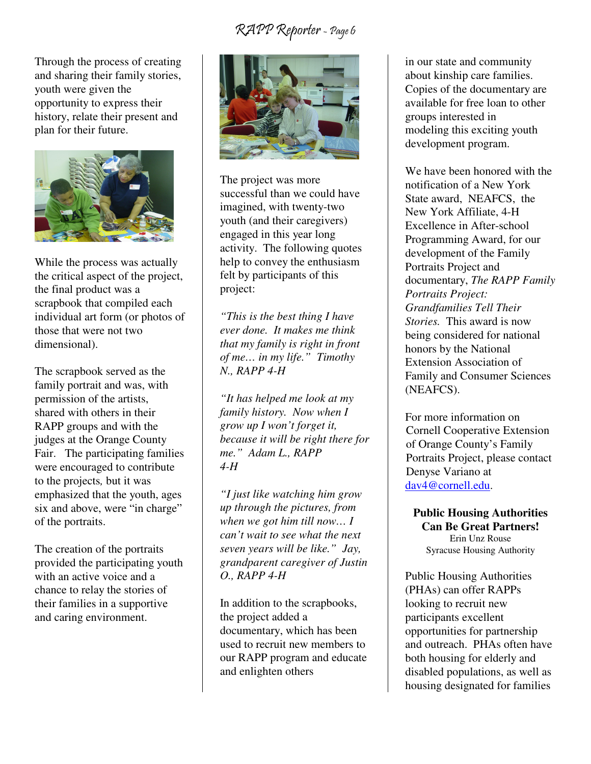Through the process of creating and sharing their family stories, youth were given the opportunity to express their history, relate their present and plan for their future.

While the process was actually the critical aspect of the project, the final product was a scrapbook that compiled each individual art form (or photos of those that were not two dimensional).

The scrapbook served as the family portrait and was, with permission of the artists, shared with others in their RAPP groups and with the judges at the Orange County Fair. The participating families were encouraged to contribute to the projects, but it was emphasized that the youth, ages six and above, were "in charge" of the portraits.

The creation of the portraits provided the participating youth with an active voice and a chance to relay the stories of their families in a supportive and caring environment.

The project was more successful than we could have imagined, with twenty-two youth (and their caregivers) engaged in this year long activity. The following quotes help to convey the enthusiasm felt by participants of this project:

*"This is the best thing I have ever done. It makes me think that my family is right in front of me… in my life." Timothy N., RAPP 4-H*

*"It has helped me look at my family history. Now when I grow up I won't forget it, because it will be right there for me." Adam L., RAPP 4-H*

*"I just like watching him grow up through the pictures, from when we got him till now… I can't wait to see what the next seven years will be like." Jay, grandparent caregiver of Justin O., RAPP 4-H*

In addition to the scrapbooks, the project added a documentary, which has been used to recruit new members to our RAPP program and educate and enlighten others in our state and community about kinship care families. Copies of the documentary are available for free loan to other groups interested in modeling this exciting youth development program.

We have been honored with the notification of a New York State award, NEAFCS, the New York Affiliate, 4-H Excellence in After-school Programming Award, for our development of the Family Portraits Project and documentary, *The RAPP Family Portraits Project: Grandfamilies Tell Their Stories.* This award is now being considered for national honors by the National Extension Association of Family and Consumer Sciences (NEAFCS).

For more information on Cornell Cooperative Extension of Orange County's Family Portraits Project, please contact Denyse Variano at dav4@cornell.edu.

## Public Housing Authorities Can Be Great Partners!

Erin Unz Rouse
Syracuse Housing Authority

Public Housing Authorities (PHAs) can offer RAPPs looking to recruit new participants excellent opportunities for partnership and outreach. PHAs often have both housing for elderly and disabled populations, as well as housing designated for families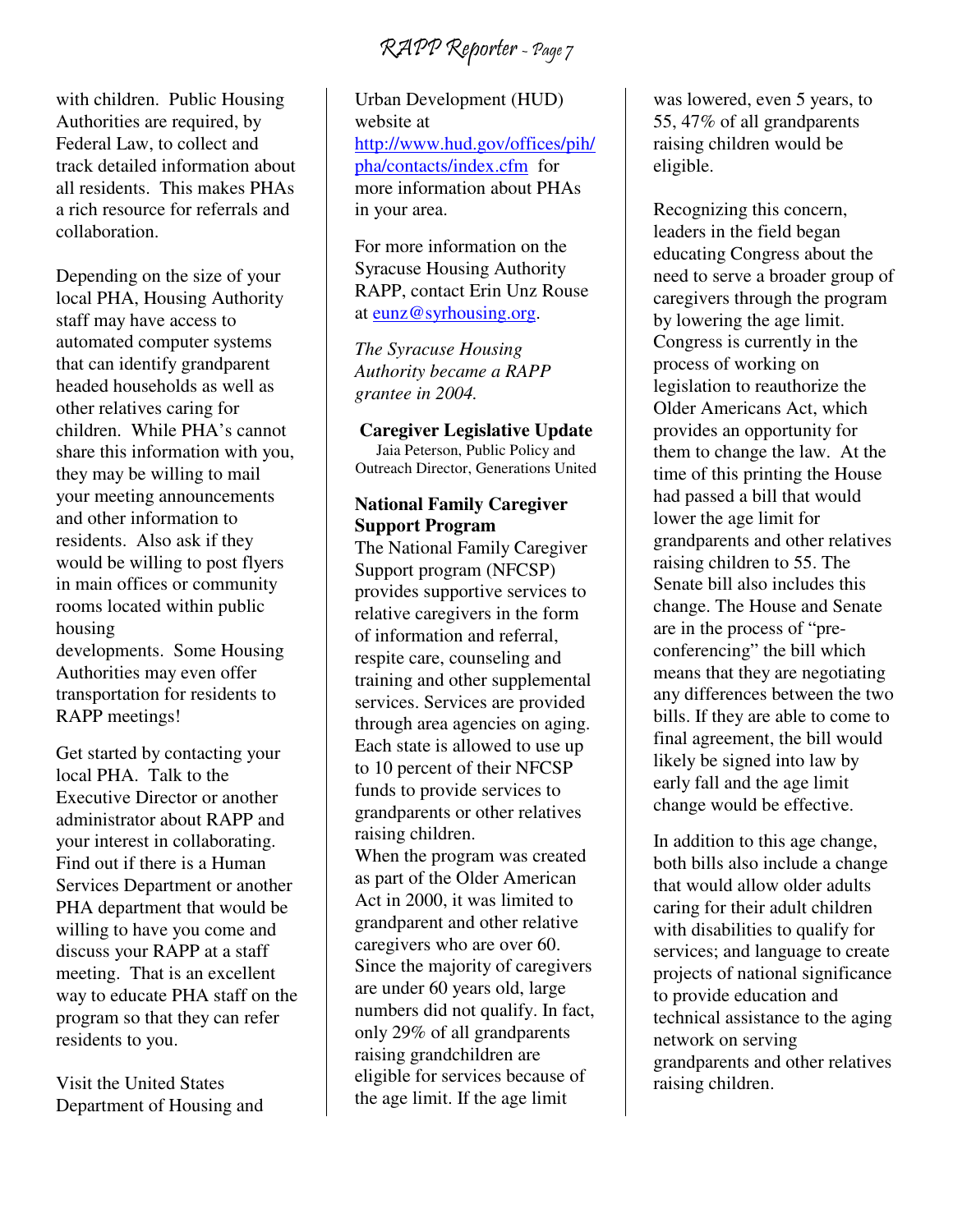with children. Public Housing Authorities are required, by Federal Law, to collect and track detailed information about all residents. This makes PHAs a rich resource for referrals and collaboration.

Depending on the size of your local PHA, Housing Authority staff may have access to automated computer systems that can identify grandparent headed households as well as other relatives caring for children. While PHA's cannot share this information with you, they may be willing to mail your meeting announcements and other information to residents. Also ask if they would be willing to post flyers in main offices or community rooms located within public housing developments. Some Housing Authorities may even offer transportation for residents to RAPP meetings!

Get started by contacting your local PHA. Talk to the Executive Director or another administrator about RAPP and your interest in collaborating. Find out if there is a Human Services Department or another PHA department that would be willing to have you come and discuss your RAPP at a staff meeting. That is an excellent way to educate PHA staff on the program so that they can refer residents to you.

Visit the United States Department of Housing and Urban Development (HUD) website at http://www.hud.gov/offices/pih/pha/contacts/index.cfm for more information about PHAs in your area.

For more information on the Syracuse Housing Authority RAPP, contact Erin Unz Rouse at eunz@syrhousing.org.

*The Syracuse Housing Authority became a RAPP grantee in 2004.*

## Caregiver Legislative Update

Jaia Peterson, Public Policy and Outreach Director, Generations United

### National Family Caregiver Support Program

The National Family Caregiver Support program (NFCSP) provides supportive services to relative caregivers in the form of information and referral, respite care, counseling and training and other supplemental services. Services are provided through area agencies on aging. Each state is allowed to use up to 10 percent of their NFCSP funds to provide services to grandparents or other relatives raising children.

When the program was created as part of the Older American Act in 2000, it was limited to grandparent and other relative caregivers who are over 60. Since the majority of caregivers are under 60 years old, large numbers did not qualify. In fact, only 29% of all grandparents raising grandchildren are eligible for services because of the age limit. If the age limit was lowered, even 5 years, to 55, 47% of all grandparents raising children would be eligible.

Recognizing this concern, leaders in the field began educating Congress about the need to serve a broader group of caregivers through the program by lowering the age limit. Congress is currently in the process of working on legislation to reauthorize the Older Americans Act, which provides an opportunity for them to change the law. At the time of this printing the House had passed a bill that would lower the age limit for grandparents and other relatives raising children to 55. The Senate bill also includes this change. The House and Senate are in the process of "pre-conferencing" the bill which means that they are negotiating any differences between the two bills. If they are able to come to final agreement, the bill would likely be signed into law by early fall and the age limit change would be effective.

In addition to this age change, both bills also include a change that would allow older adults caring for their adult children with disabilities to qualify for services; and language to create projects of national significance to provide education and technical assistance to the aging network on serving grandparents and other relatives raising children.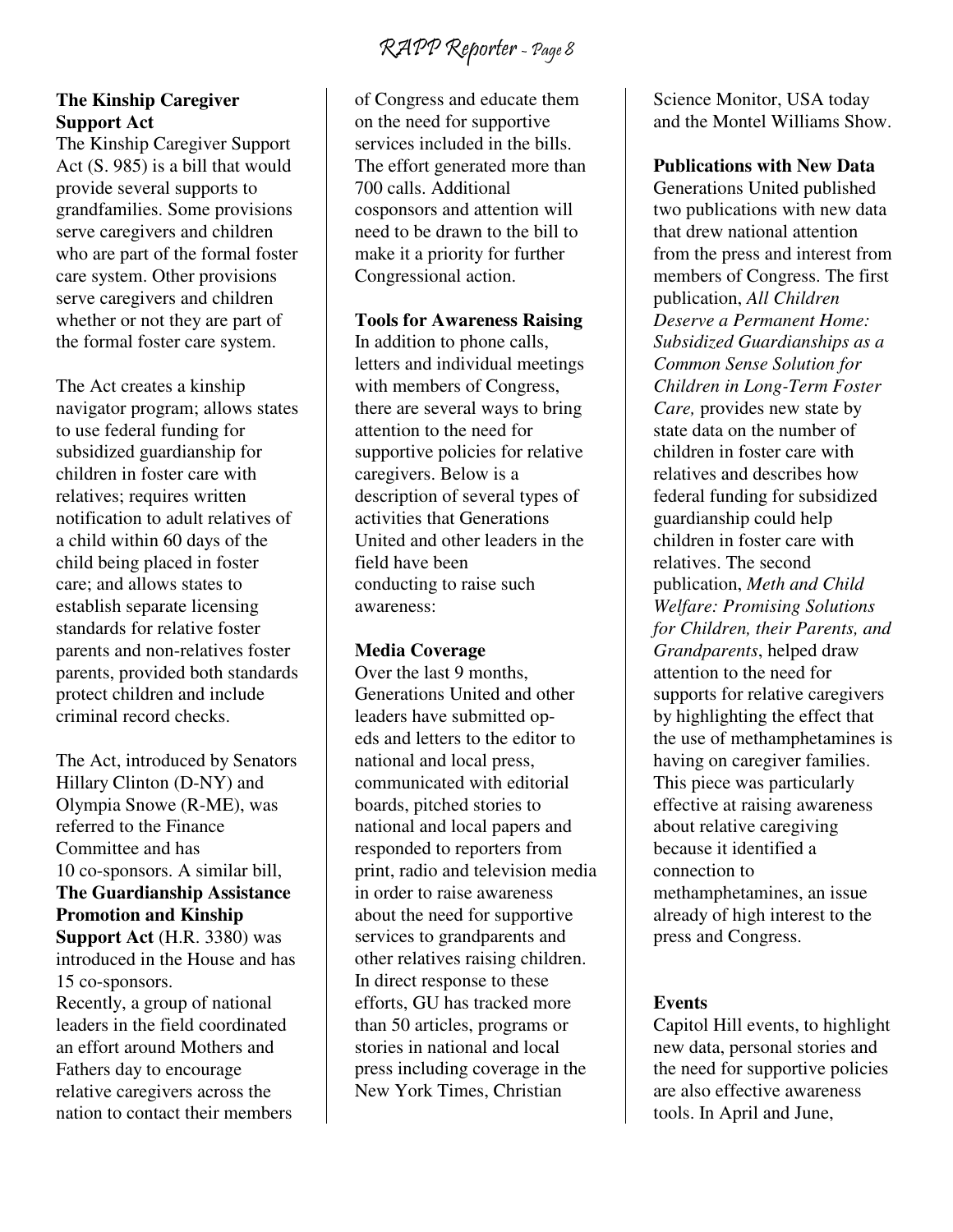**The Kinship Caregiver Support Act**

The Kinship Caregiver Support Act (S. 985) is a bill that would provide several supports to grandfamilies. Some provisions serve caregivers and children who are part of the formal foster care system. Other provisions serve caregivers and children whether or not they are part of the formal foster care system.

The Act creates a kinship navigator program; allows states to use federal funding for subsidized guardianship for children in foster care with relatives; requires written notification to adult relatives of a child within 60 days of the child being placed in foster care; and allows states to establish separate licensing standards for relative foster parents and non-relatives foster parents, provided both standards protect children and include criminal record checks.

The Act, introduced by Senators Hillary Clinton (D-NY) and Olympia Snowe (R-ME), was referred to the Finance Committee and has 10 co-sponsors. A similar bill, **The Guardianship Assistance Promotion and Kinship Support Act** (H.R. 3380) was introduced in the House and has 15 co-sponsors.

Recently, a group of national leaders in the field coordinated an effort around Mothers and Fathers day to encourage relative caregivers across the nation to contact their members of Congress and educate them on the need for supportive services included in the bills. The effort generated more than 700 calls. Additional cosponsors and attention will need to be drawn to the bill to make it a priority for further Congressional action.

**Tools for Awareness Raising**

In addition to phone calls, letters and individual meetings with members of Congress, there are several ways to bring attention to the need for supportive policies for relative caregivers. Below is a description of several types of activities that Generations United and other leaders in the field have been conducting to raise such awareness:

**Media Coverage**

Over the last 9 months, Generations United and other leaders have submitted op-eds and letters to the editor to national and local press, communicated with editorial boards, pitched stories to national and local papers and responded to reporters from print, radio and television media in order to raise awareness about the need for supportive services to grandparents and other relatives raising children. In direct response to these efforts, GU has tracked more than 50 articles, programs or stories in national and local press including coverage in the New York Times, Christian Science Monitor, USA today and the Montel Williams Show.

**Publications with New Data**

Generations United published two publications with new data that drew national attention from the press and interest from members of Congress. The first publication, *All Children Deserve a Permanent Home: Subsidized Guardianships as a Common Sense Solution for Children in Long-Term Foster Care,* provides new state by state data on the number of children in foster care with relatives and describes how federal funding for subsidized guardianship could help children in foster care with relatives. The second publication, *Meth and Child Welfare: Promising Solutions for Children, their Parents, and Grandparents*, helped draw attention to the need for supports for relative caregivers by highlighting the effect that the use of methamphetamines is having on caregiver families. This piece was particularly effective at raising awareness about relative caregiving because it identified a connection to methamphetamines, an issue already of high interest to the press and Congress.

**Events**

Capitol Hill events, to highlight new data, personal stories and the need for supportive policies are also effective awareness tools. In April and June,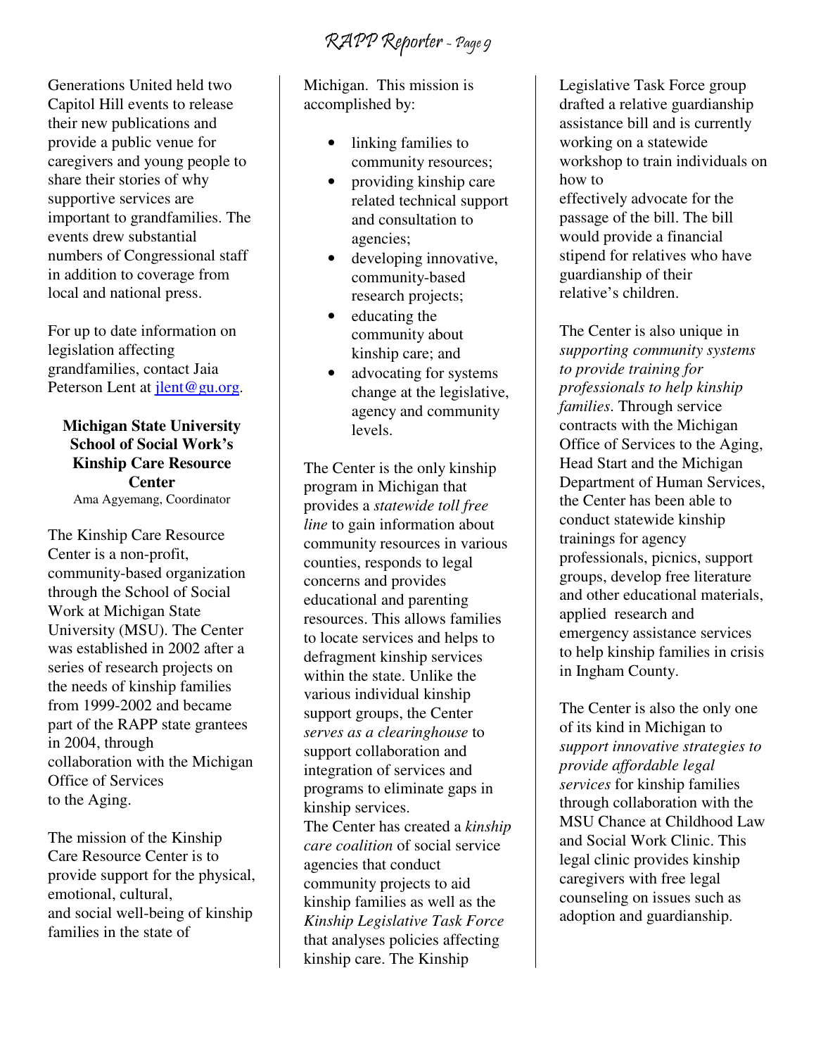Generations United held two Capitol Hill events to release their new publications and provide a public venue for caregivers and young people to share their stories of why supportive services are important to grandfamilies. The events drew substantial numbers of Congressional staff in addition to coverage from local and national press.

For up to date information on legislation affecting grandfamilies, contact Jaia Peterson Lent at jlent@gu.org.

### Michigan State University School of Social Work's Kinship Care Resource Center

Ama Agyemang, Coordinator

The Kinship Care Resource Center is a non-profit, community-based organization through the School of Social Work at Michigan State University (MSU). The Center was established in 2002 after a series of research projects on the needs of kinship families from 1999-2002 and became part of the RAPP state grantees in 2004, through collaboration with the Michigan Office of Services to the Aging.

The mission of the Kinship Care Resource Center is to provide support for the physical, emotional, cultural, and social well-being of kinship families in the state of Michigan. This mission is accomplished by:

- linking families to community resources;
- providing kinship care related technical support and consultation to agencies;
- developing innovative, community-based research projects;
- educating the community about kinship care; and
- advocating for systems change at the legislative, agency and community levels.

The Center is the only kinship program in Michigan that provides a *statewide toll free line* to gain information about community resources in various counties, responds to legal concerns and provides educational and parenting resources. This allows families to locate services and helps to defragment kinship services within the state. Unlike the various individual kinship support groups, the Center *serves as a clearinghouse* to support collaboration and integration of services and programs to eliminate gaps in kinship services.

The Center has created a *kinship care coalition* of social service agencies that conduct community projects to aid kinship families as well as the *Kinship Legislative Task Force* that analyses policies affecting kinship care. The Kinship Legislative Task Force group drafted a relative guardianship assistance bill and is currently working on a statewide workshop to train individuals on how to effectively advocate for the passage of the bill. The bill would provide a financial stipend for relatives who have guardianship of their relative's children.

The Center is also unique in *supporting community systems to provide training for professionals to help kinship families*. Through service contracts with the Michigan Office of Services to the Aging, Head Start and the Michigan Department of Human Services, the Center has been able to conduct statewide kinship trainings for agency professionals, picnics, support groups, develop free literature and other educational materials, applied research and emergency assistance services to help kinship families in crisis in Ingham County.

The Center is also the only one of its kind in Michigan to *support innovative strategies to provide affordable legal services* for kinship families through collaboration with the MSU Chance at Childhood Law and Social Work Clinic. This legal clinic provides kinship caregivers with free legal counseling on issues such as adoption and guardianship.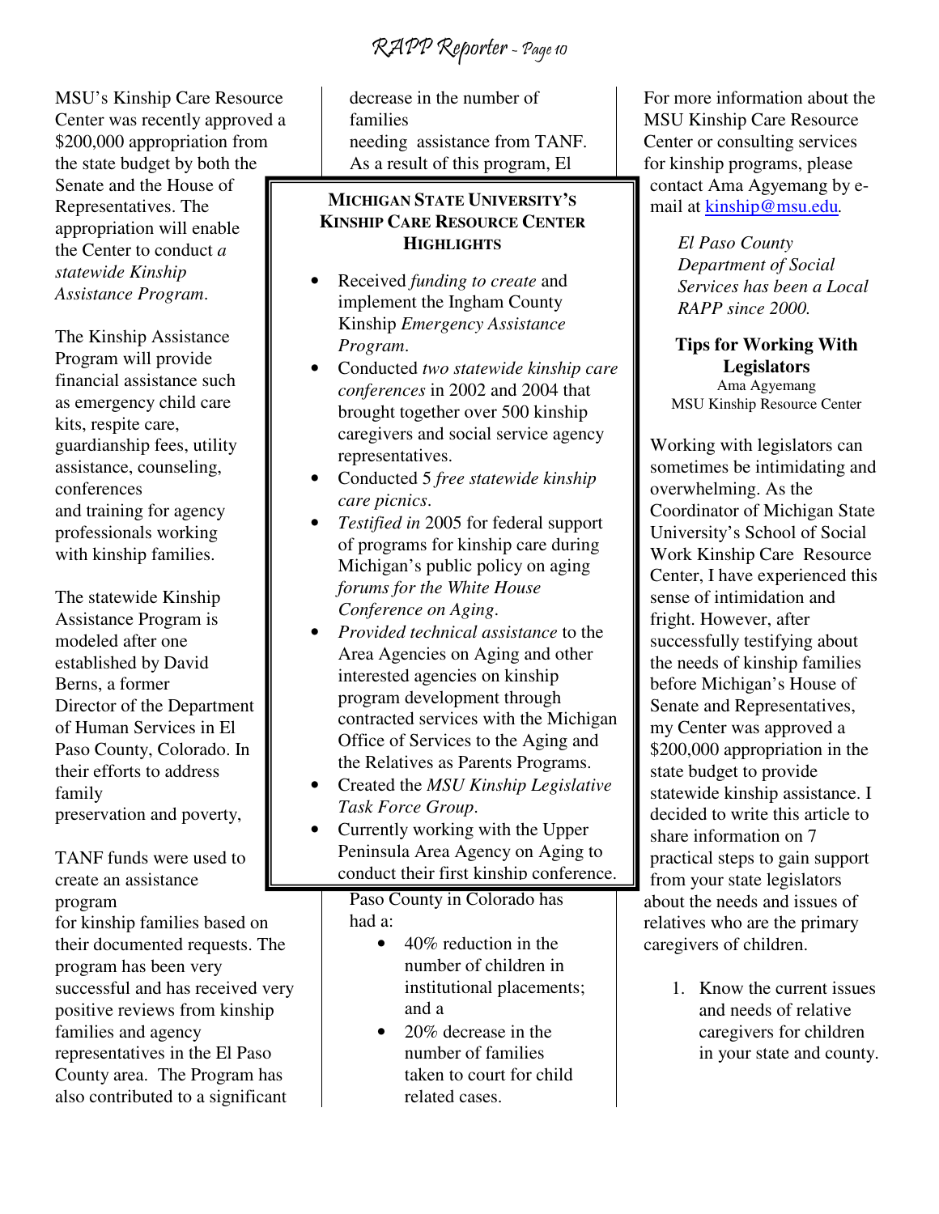MSU's Kinship Care Resource Center was recently approved a $200,000 appropriation from the state budget by both the Senate and the House of Representatives. The appropriation will enable the Center to conduct *a statewide Kinship Assistance Program*.

The Kinship Assistance Program will provide financial assistance such as emergency child care kits, respite care, guardianship fees, utility assistance, counseling, conferences and training for agency professionals working with kinship families.

The statewide Kinship Assistance Program is modeled after one established by David Berns, a former Director of the Department of Human Services in El Paso County, Colorado. In their efforts to address family preservation and poverty, TANF funds were used to create an assistance program for kinship families based on their documented requests. The program has been very successful and has received very positive reviews from kinship families and agency representatives in the El Paso County area. The Program has also contributed to a significant decrease in the number of families needing assistance from TANF. As a result of this program, El Paso County in Colorado has had a:

- 40% reduction in the number of children in institutional placements; and a
- 20% decrease in the number of families taken to court for child related cases.

### Michigan State University's Kinship Care Resource Center Highlights

- Received *funding to create* and implement the Ingham County Kinship *Emergency Assistance Program*.
- Conducted *two statewide kinship care conferences* in 2002 and 2004 that brought together over 500 kinship caregivers and social service agency representatives.
- Conducted 5 *free statewide kinship care picnics*.
- *Testified in* 2005 for federal support of programs for kinship care during Michigan's public policy on aging *forums for the White House Conference on Aging*.
- *Provided technical assistance* to the Area Agencies on Aging and other interested agencies on kinship program development through contracted services with the Michigan Office of Services to the Aging and the Relatives as Parents Programs.
- Created the *MSU Kinship Legislative Task Force Group*.
- Currently working with the Upper Peninsula Area Agency on Aging to conduct their first kinship conference.

For more information about the MSU Kinship Care Resource Center or consulting services for kinship programs, please contact Ama Agyemang by e-mail at kinship@msu.edu.

*El Paso County Department of Social Services has been a Local RAPP since 2000.*

## Tips for Working With Legislators

Ama Agyemang
MSU Kinship Resource Center

Working with legislators can sometimes be intimidating and overwhelming. As the Coordinator of Michigan State University's School of Social Work Kinship Care Resource Center, I have experienced this sense of intimidation and fright. However, after successfully testifying about the needs of kinship families before Michigan's House of Senate and Representatives, my Center was approved a $200,000 appropriation in the state budget to provide statewide kinship assistance. I decided to write this article to share information on 7 practical steps to gain support from your state legislators about the needs and issues of relatives who are the primary caregivers of children.

1. Know the current issues and needs of relative caregivers for children in your state and county.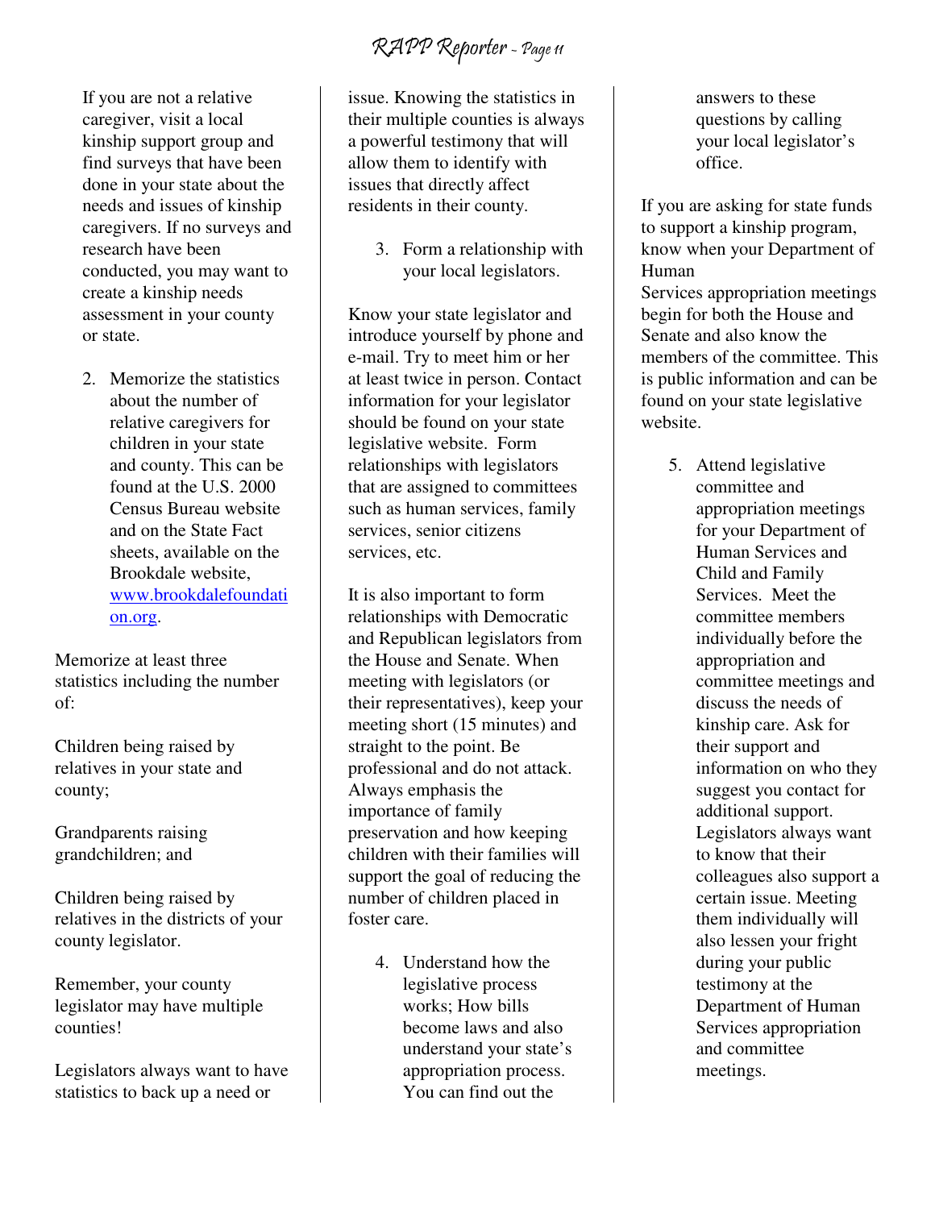If you are not a relative caregiver, visit a local kinship support group and find surveys that have been done in your state about the needs and issues of kinship caregivers. If no surveys and research have been conducted, you may want to create a kinship needs assessment in your county or state.

2. Memorize the statistics about the number of relative caregivers for children in your state and county. This can be found at the U.S. 2000 Census Bureau website and on the State Fact sheets, available on the Brookdale website, [www.brookdalefoundation.org](http://www.brookdalefoundation.org).

Memorize at least three statistics including the number of:

Children being raised by relatives in your state and county;

Grandparents raising grandchildren; and

Children being raised by relatives in the districts of your county legislator.

Remember, your county legislator may have multiple counties!

Legislators always want to have statistics to back up a need or issue. Knowing the statistics in their multiple counties is always a powerful testimony that will allow them to identify with issues that directly affect residents in their county.

3. Form a relationship with your local legislators.

Know your state legislator and introduce yourself by phone and e-mail. Try to meet him or her at least twice in person. Contact information for your legislator should be found on your state legislative website. Form relationships with legislators that are assigned to committees such as human services, family services, senior citizens services, etc.

It is also important to form relationships with Democratic and Republican legislators from the House and Senate. When meeting with legislators (or their representatives), keep your meeting short (15 minutes) and straight to the point. Be professional and do not attack. Always emphasis the importance of family preservation and how keeping children with their families will support the goal of reducing the number of children placed in foster care.

4. Understand how the legislative process works; How bills become laws and also understand your state's appropriation process. You can find out the answers to these questions by calling your local legislator's office.

If you are asking for state funds to support a kinship program, know when your Department of Human Services appropriation meetings begin for both the House and Senate and also know the members of the committee. This is public information and can be found on your state legislative website.

5. Attend legislative committee and appropriation meetings for your Department of Human Services and Child and Family Services. Meet the committee members individually before the appropriation and committee meetings and discuss the needs of kinship care. Ask for their support and information on who they suggest you contact for additional support. Legislators always want to know that their colleagues also support a certain issue. Meeting them individually will also lessen your fright during your public testimony at the Department of Human Services appropriation and committee meetings.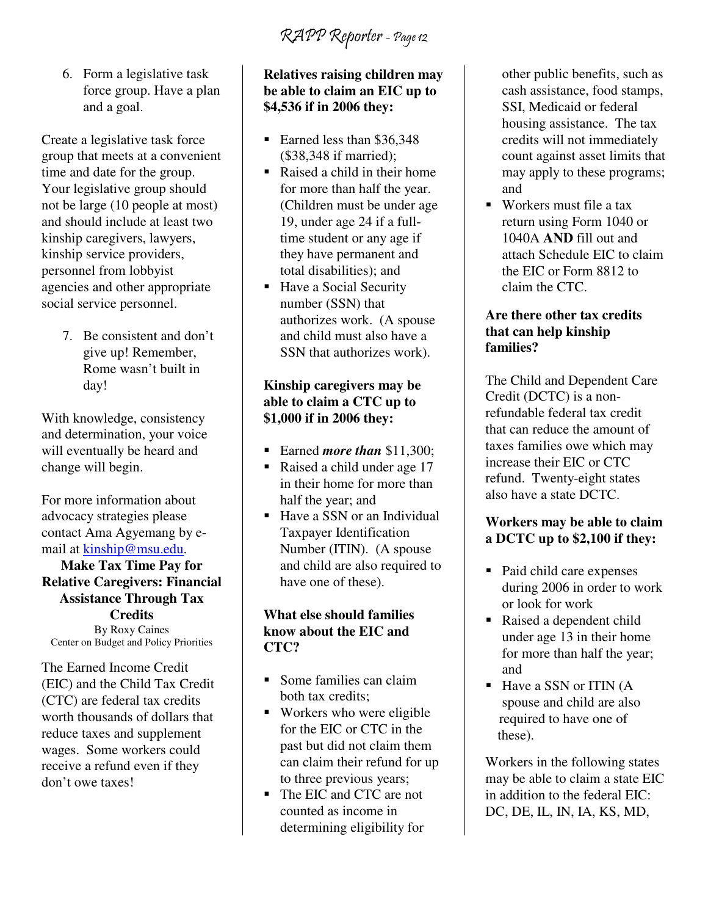6. Form a legislative task force group. Have a plan and a goal.

Create a legislative task force group that meets at a convenient time and date for the group. Your legislative group should not be large (10 people at most) and should include at least two kinship caregivers, lawyers, kinship service providers, personnel from lobbyist agencies and other appropriate social service personnel.

7. Be consistent and don't give up! Remember, Rome wasn't built in day!

With knowledge, consistency and determination, your voice will eventually be heard and change will begin.

For more information about advocacy strategies please contact Ama Agyemang by e-mail at kinship@msu.edu.

## Make Tax Time Pay for Relative Caregivers: Financial Assistance Through Tax Credits

By Roxy Caines
Center on Budget and Policy Priorities

The Earned Income Credit (EIC) and the Child Tax Credit (CTC) are federal tax credits worth thousands of dollars that reduce taxes and supplement wages. Some workers could receive a refund even if they don't owe taxes!

**Relatives raising children may be able to claim an EIC up to $4,536 if in 2006 they:**

- Earned less than $36,348 ($38,348 if married);
- Raised a child in their home for more than half the year. (Children must be under age 19, under age 24 if a full-time student or any age if they have permanent and total disabilities); and
- Have a Social Security number (SSN) that authorizes work. (A spouse and child must also have a SSN that authorizes work).

**Kinship caregivers may be able to claim a CTC up to $1,000 if in 2006 they:**

- Earned ***more than*** $11,300;
- Raised a child under age 17 in their home for more than half the year; and
- Have a SSN or an Individual Taxpayer Identification Number (ITIN). (A spouse and child are also required to have one of these).

**What else should families know about the EIC and CTC?**

- Some families can claim both tax credits;
- Workers who were eligible for the EIC or CTC in the past but did not claim them can claim their refund for up to three previous years;
- The EIC and CTC are not counted as income in determining eligibility for other public benefits, such as cash assistance, food stamps, SSI, Medicaid or federal housing assistance. The tax credits will not immediately count against asset limits that may apply to these programs; and
- Workers must file a tax return using Form 1040 or 1040A **AND** fill out and attach Schedule EIC to claim the EIC or Form 8812 to claim the CTC.

**Are there other tax credits that can help kinship families?**

The Child and Dependent Care Credit (DCTC) is a non-refundable federal tax credit that can reduce the amount of taxes families owe which may increase their EIC or CTC refund. Twenty-eight states also have a state DCTC.

**Workers may be able to claim a DCTC up to $2,100 if they:**

- Paid child care expenses during 2006 in order to work or look for work
- Raised a dependent child under age 13 in their home for more than half the year; and
- Have a SSN or ITIN (A spouse and child are also required to have one of these).

Workers in the following states may be able to claim a state EIC in addition to the federal EIC: DC, DE, IL, IN, IA, KS, MD,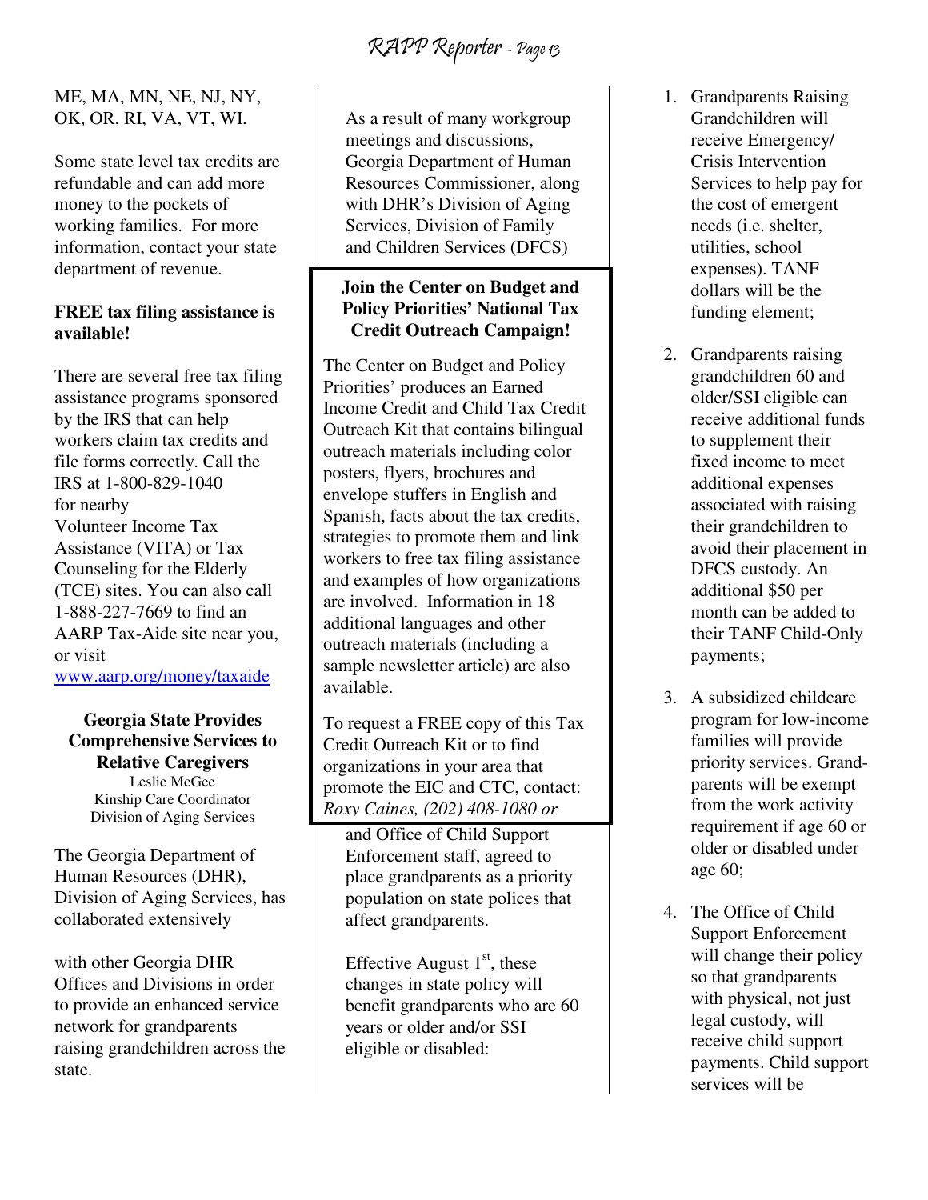ME, MA, MN, NE, NJ, NY, OK, OR, RI, VA, VT, WI.

Some state level tax credits are refundable and can add more money to the pockets of working families. For more information, contact your state department of revenue.

**FREE tax filing assistance is available!**

There are several free tax filing assistance programs sponsored by the IRS that can help workers claim tax credits and file forms correctly. Call the IRS at 1-800-829-1040 for nearby Volunteer Income Tax Assistance (VITA) or Tax Counseling for the Elderly (TCE) sites. You can also call 1-888-227-7669 to find an AARP Tax-Aide site near you, or visit [www.aarp.org/money/taxaide](www.aarp.org/money/taxaide)

**Join the Center on Budget and Policy Priorities' National Tax Credit Outreach Campaign!**

The Center on Budget and Policy Priorities' produces an Earned Income Credit and Child Tax Credit Outreach Kit that contains bilingual outreach materials including color posters, flyers, brochures and envelope stuffers in English and Spanish, facts about the tax credits, strategies to promote them and link workers to free tax filing assistance and examples of how organizations are involved. Information in 18 additional languages and other outreach materials (including a sample newsletter article) are also available.

To request a FREE copy of this Tax Credit Outreach Kit or to find organizations in your area that promote the EIC and CTC, contact: *Roxy Caines, (202) 408-1080 or*

## Georgia State Provides Comprehensive Services to Relative Caregivers

Leslie McGee
Kinship Care Coordinator
Division of Aging Services

The Georgia Department of Human Resources (DHR), Division of Aging Services, has collaborated extensively with other Georgia DHR Offices and Divisions in order to provide an enhanced service network for grandparents raising grandchildren across the state.

As a result of many workgroup meetings and discussions, Georgia Department of Human Resources Commissioner, along with DHR's Division of Aging Services, Division of Family and Children Services (DFCS) and Office of Child Support Enforcement staff, agreed to place grandparents as a priority population on state polices that affect grandparents.

Effective August 1st, these changes in state policy will benefit grandparents who are 60 years or older and/or SSI eligible or disabled:

1. Grandparents Raising Grandchildren will receive Emergency/ Crisis Intervention Services to help pay for the cost of emergent needs (i.e. shelter, utilities, school expenses). TANF dollars will be the funding element;

2. Grandparents raising grandchildren 60 and older/SSI eligible can receive additional funds to supplement their fixed income to meet additional expenses associated with raising their grandchildren to avoid their placement in DFCS custody. An additional $50 per month can be added to their TANF Child-Only payments;

3. A subsidized childcare program for low-income families will provide priority services. Grand-parents will be exempt from the work activity requirement if age 60 or older or disabled under age 60;

4. The Office of Child Support Enforcement will change their policy so that grandparents with physical, not just legal custody, will receive child support payments. Child support services will be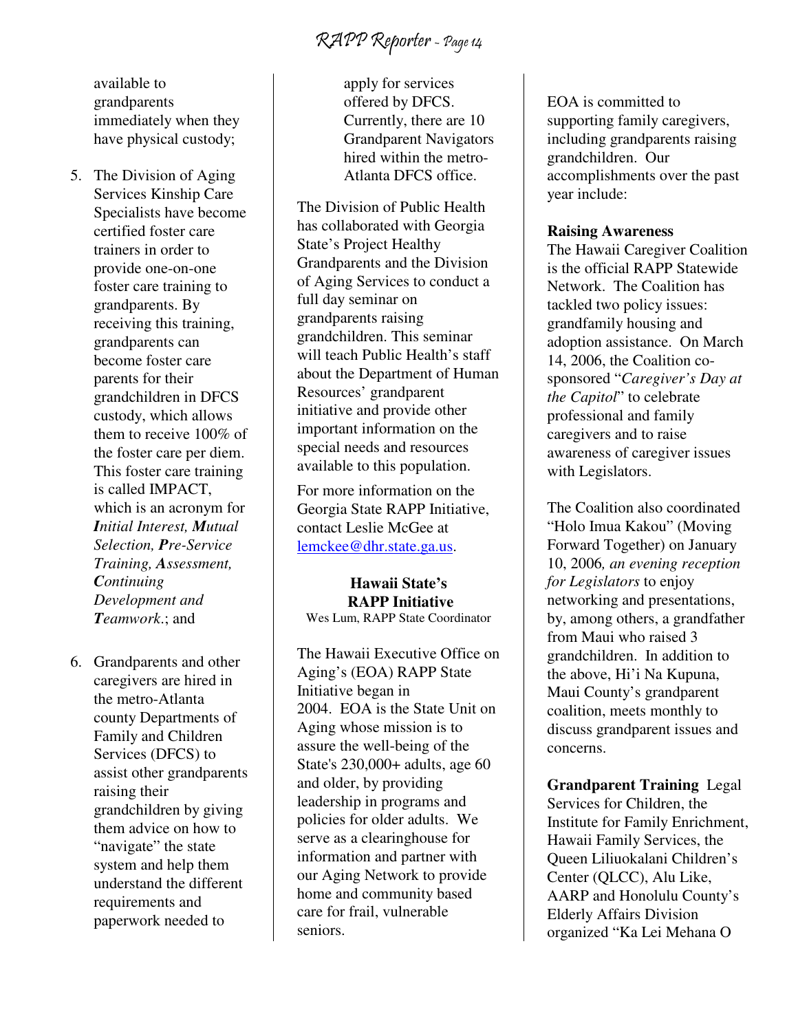available to grandparents immediately when they have physical custody;

5. The Division of Aging Services Kinship Care Specialists have become certified foster care trainers in order to provide one-on-one foster care training to grandparents. By receiving this training, grandparents can become foster care parents for their grandchildren in DFCS custody, which allows them to receive 100% of the foster care per diem. This foster care training is called IMPACT, which is an acronym for ***I****nitial Interest,* ***M****utual Selection,* ***P****re-Service Training,* ***A****ssessment,* ***C****ontinuing Development and* ***T****eamwork*.; and

6. Grandparents and other caregivers are hired in the metro-Atlanta county Departments of Family and Children Services (DFCS) to assist other grandparents raising their grandchildren by giving them advice on how to "navigate" the state system and help them understand the different requirements and paperwork needed to apply for services offered by DFCS. Currently, there are 10 Grandparent Navigators hired within the metro-Atlanta DFCS office.

The Division of Public Health has collaborated with Georgia State's Project Healthy Grandparents and the Division of Aging Services to conduct a full day seminar on grandparents raising grandchildren. This seminar will teach Public Health's staff about the Department of Human Resources' grandparent initiative and provide other important information on the special needs and resources available to this population.

For more information on the Georgia State RAPP Initiative, contact Leslie McGee at lemckee@dhr.state.ga.us.

## Hawaii State's RAPP Initiative

Wes Lum, RAPP State Coordinator

The Hawaii Executive Office on Aging's (EOA) RAPP State Initiative began in 2004. EOA is the State Unit on Aging whose mission is to assure the well-being of the State's 230,000+ adults, age 60 and older, by providing leadership in programs and policies for older adults. We serve as a clearinghouse for information and partner with our Aging Network to provide home and community based care for frail, vulnerable seniors.

EOA is committed to supporting family caregivers, including grandparents raising grandchildren. Our accomplishments over the past year include:

**Raising Awareness**

The Hawaii Caregiver Coalition is the official RAPP Statewide Network. The Coalition has tackled two policy issues: grandfamily housing and adoption assistance. On March 14, 2006, the Coalition co-sponsored "*Caregiver's Day at the Capitol*" to celebrate professional and family caregivers and to raise awareness of caregiver issues with Legislators.

The Coalition also coordinated "Holo Imua Kakou" (Moving Forward Together) on January 10, 2006*, an evening reception for Legislators* to enjoy networking and presentations, by, among others, a grandfather from Maui who raised 3 grandchildren. In addition to the above, Hi'i Na Kupuna, Maui County's grandparent coalition, meets monthly to discuss grandparent issues and concerns.

**Grandparent Training** Legal Services for Children, the Institute for Family Enrichment, Hawaii Family Services, the Queen Liliuokalani Children's Center (QLCC), Alu Like, AARP and Honolulu County's Elderly Affairs Division organized "Ka Lei Mehana O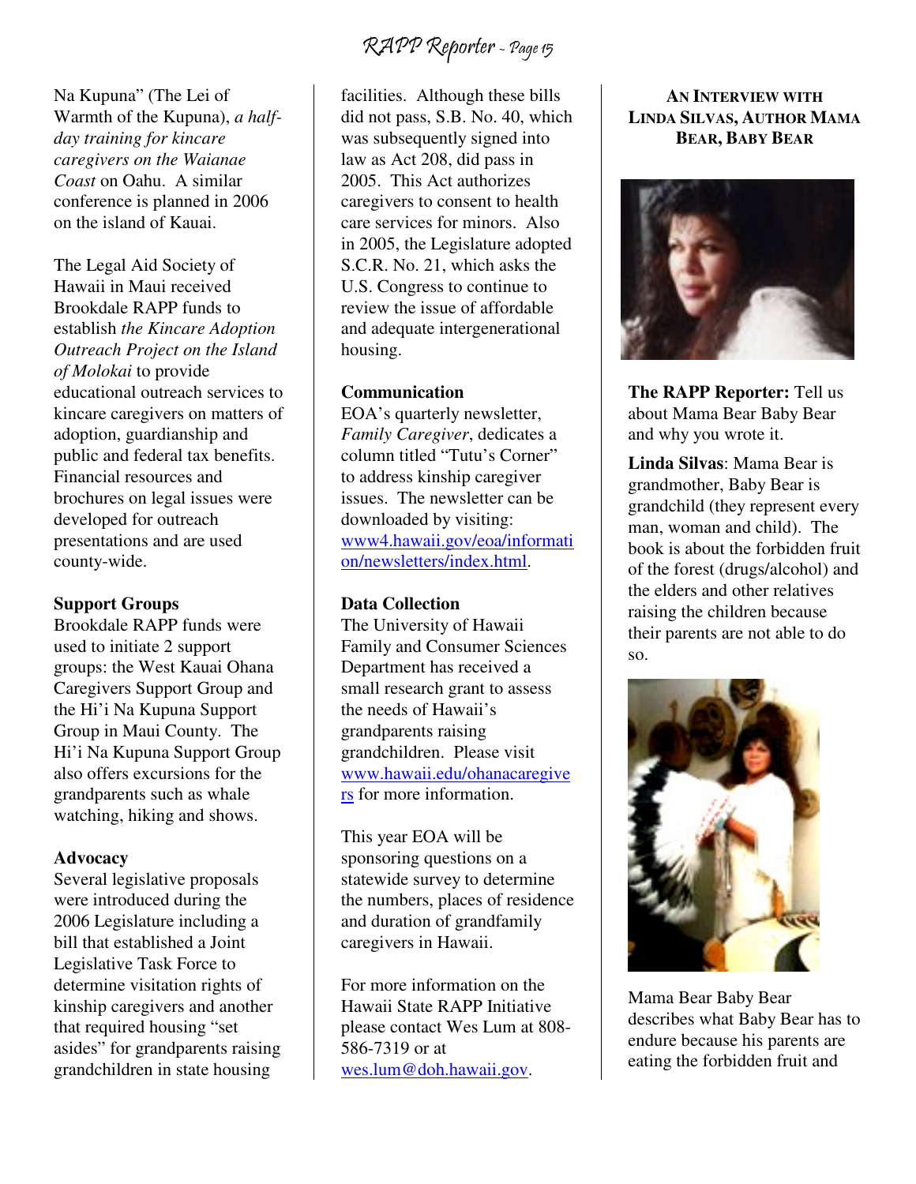Na Kupuna" (The Lei of Warmth of the Kupuna), *a half-day training for kincare caregivers on the Waianae Coast* on Oahu. A similar conference is planned in 2006 on the island of Kauai.

The Legal Aid Society of Hawaii in Maui received Brookdale RAPP funds to establish *the Kincare Adoption Outreach Project on the Island of Molokai* to provide educational outreach services to kincare caregivers on matters of adoption, guardianship and public and federal tax benefits. Financial resources and brochures on legal issues were developed for outreach presentations and are used county-wide.

**Support Groups**
Brookdale RAPP funds were used to initiate 2 support groups: the West Kauai Ohana Caregivers Support Group and the Hi'i Na Kupuna Support Group in Maui County. The Hi'i Na Kupuna Support Group also offers excursions for the grandparents such as whale watching, hiking and shows.

**Advocacy**
Several legislative proposals were introduced during the 2006 Legislature including a bill that established a Joint Legislative Task Force to determine visitation rights of kinship caregivers and another that required housing "set asides" for grandparents raising grandchildren in state housing facilities. Although these bills did not pass, S.B. No. 40, which was subsequently signed into law as Act 208, did pass in 2005. This Act authorizes caregivers to consent to health care services for minors. Also in 2005, the Legislature adopted S.C.R. No. 21, which asks the U.S. Congress to continue to review the issue of affordable and adequate intergenerational housing.

**Communication**
EOA's quarterly newsletter, *Family Caregiver*, dedicates a column titled "Tutu's Corner" to address kinship caregiver issues. The newsletter can be downloaded by visiting: www4.hawaii.gov/eoa/information/newsletters/index.html.

**Data Collection**
The University of Hawaii Family and Consumer Sciences Department has received a small research grant to assess the needs of Hawaii's grandparents raising grandchildren. Please visit www.hawaii.edu/ohanacaregivers for more information.

This year EOA will be sponsoring questions on a statewide survey to determine the numbers, places of residence and duration of grandfamily caregivers in Hawaii.

For more information on the Hawaii State RAPP Initiative please contact Wes Lum at 808-586-7319 or at wes.lum@doh.hawaii.gov.

## An Interview with Linda Silvas, Author Mama Bear, Baby Bear

**The RAPP Reporter:** Tell us about Mama Bear Baby Bear and why you wrote it.

**Linda Silvas**: Mama Bear is grandmother, Baby Bear is grandchild (they represent every man, woman and child). The book is about the forbidden fruit of the forest (drugs/alcohol) and the elders and other relatives raising the children because their parents are not able to do so.

Mama Bear Baby Bear describes what Baby Bear has to endure because his parents are eating the forbidden fruit and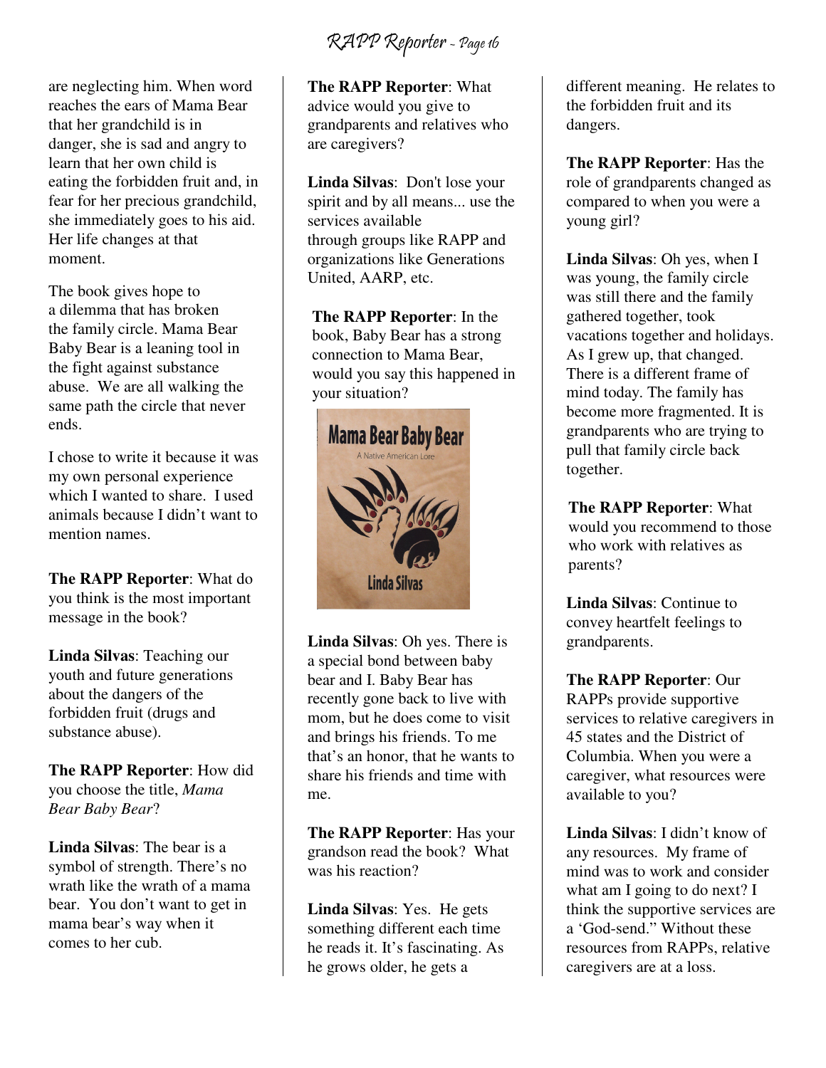are neglecting him. When word reaches the ears of Mama Bear that her grandchild is in danger, she is sad and angry to learn that her own child is eating the forbidden fruit and, in fear for her precious grandchild, she immediately goes to his aid. Her life changes at that moment.

The book gives hope to a dilemma that has broken the family circle. Mama Bear Baby Bear is a leaning tool in the fight against substance abuse. We are all walking the same path the circle that never ends.

I chose to write it because it was my own personal experience which I wanted to share. I used animals because I didn't want to mention names.

**The RAPP Reporter**: What do you think is the most important message in the book?

**Linda Silvas**: Teaching our youth and future generations about the dangers of the forbidden fruit (drugs and substance abuse).

**The RAPP Reporter**: How did you choose the title, *Mama Bear Baby Bear*?

**Linda Silvas**: The bear is a symbol of strength. There's no wrath like the wrath of a mama bear. You don't want to get in mama bear's way when it comes to her cub.

**The RAPP Reporter**: What advice would you give to grandparents and relatives who are caregivers?

**Linda Silvas**: Don't lose your spirit and by all means... use the services available through groups like RAPP and organizations like Generations United, AARP, etc.

**The RAPP Reporter**: In the book, Baby Bear has a strong connection to Mama Bear, would you say this happened in your situation?

Mama Bear Baby Bear

A Native American Lore

Linda Silvas

**Linda Silvas**: Oh yes. There is a special bond between baby bear and I. Baby Bear has recently gone back to live with mom, but he does come to visit and brings his friends. To me that's an honor, that he wants to share his friends and time with me.

**The RAPP Reporter**: Has your grandson read the book? What was his reaction?

**Linda Silvas**: Yes. He gets something different each time he reads it. It's fascinating. As he grows older, he gets a different meaning. He relates to the forbidden fruit and its dangers.

**The RAPP Reporter**: Has the role of grandparents changed as compared to when you were a young girl?

**Linda Silvas**: Oh yes, when I was young, the family circle was still there and the family gathered together, took vacations together and holidays. As I grew up, that changed. There is a different frame of mind today. The family has become more fragmented. It is grandparents who are trying to pull that family circle back together.

**The RAPP Reporter**: What would you recommend to those who work with relatives as parents?

**Linda Silvas**: Continue to convey heartfelt feelings to grandparents.

**The RAPP Reporter**: Our RAPPs provide supportive services to relative caregivers in 45 states and the District of Columbia. When you were a caregiver, what resources were available to you?

**Linda Silvas**: I didn't know of any resources. My frame of mind was to work and consider what am I going to do next? I think the supportive services are a 'God-send." Without these resources from RAPPs, relative caregivers are at a loss.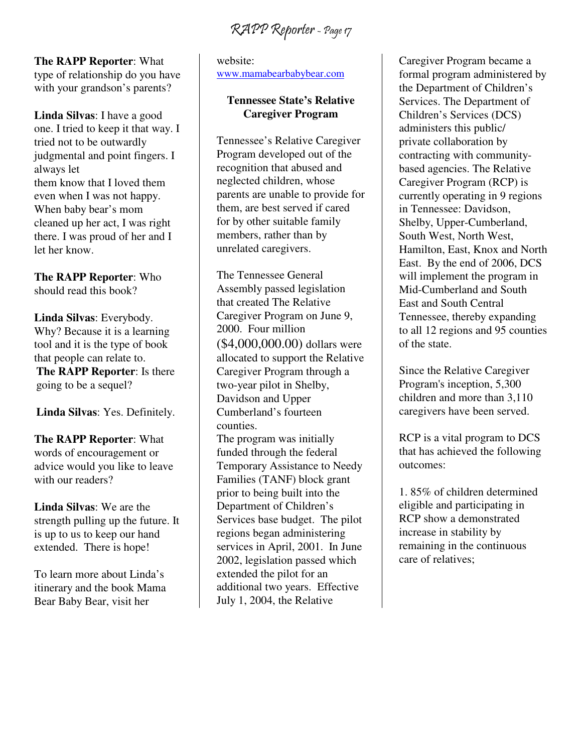**The RAPP Reporter**: What type of relationship do you have with your grandson's parents?

**Linda Silvas**: I have a good one. I tried to keep it that way. I tried not to be outwardly judgmental and point fingers. I always let them know that I loved them even when I was not happy. When baby bear's mom cleaned up her act, I was right there. I was proud of her and I let her know.

**The RAPP Reporter**: Who should read this book?

**Linda Silvas**: Everybody. Why? Because it is a learning tool and it is the type of book that people can relate to.

**The RAPP Reporter**: Is there going to be a sequel?

**Linda Silvas**: Yes. Definitely.

**The RAPP Reporter**: What words of encouragement or advice would you like to leave with our readers?

**Linda Silvas**: We are the strength pulling up the future. It is up to us to keep our hand extended. There is hope!

To learn more about Linda's itinerary and the book Mama Bear Baby Bear, visit her website: [www.mamabearbabybear.com](http://www.mamabearbabybear.com)

### Tennessee State's Relative Caregiver Program

Tennessee's Relative Caregiver Program developed out of the recognition that abused and neglected children, whose parents are unable to provide for them, are best served if cared for by other suitable family members, rather than by unrelated caregivers.

The Tennessee General Assembly passed legislation that created The Relative Caregiver Program on June 9, 2000. Four million ($4,000,000.00) dollars were allocated to support the Relative Caregiver Program through a two-year pilot in Shelby, Davidson and Upper Cumberland's fourteen counties.

The program was initially funded through the federal Temporary Assistance to Needy Families (TANF) block grant prior to being built into the Department of Children's Services base budget. The pilot regions began administering services in April, 2001. In June 2002, legislation passed which extended the pilot for an additional two years. Effective July 1, 2004, the Relative Caregiver Program became a formal program administered by the Department of Children's Services. The Department of Children's Services (DCS) administers this public/ private collaboration by contracting with community-based agencies. The Relative Caregiver Program (RCP) is currently operating in 9 regions in Tennessee: Davidson, Shelby, Upper-Cumberland, South West, North West, Hamilton, East, Knox and North East. By the end of 2006, DCS will implement the program in Mid-Cumberland and South East and South Central Tennessee, thereby expanding to all 12 regions and 95 counties of the state.

Since the Relative Caregiver Program's inception, 5,300 children and more than 3,110 caregivers have been served.

RCP is a vital program to DCS that has achieved the following outcomes:

1. 85% of children determined eligible and participating in RCP show a demonstrated increase in stability by remaining in the continuous care of relatives;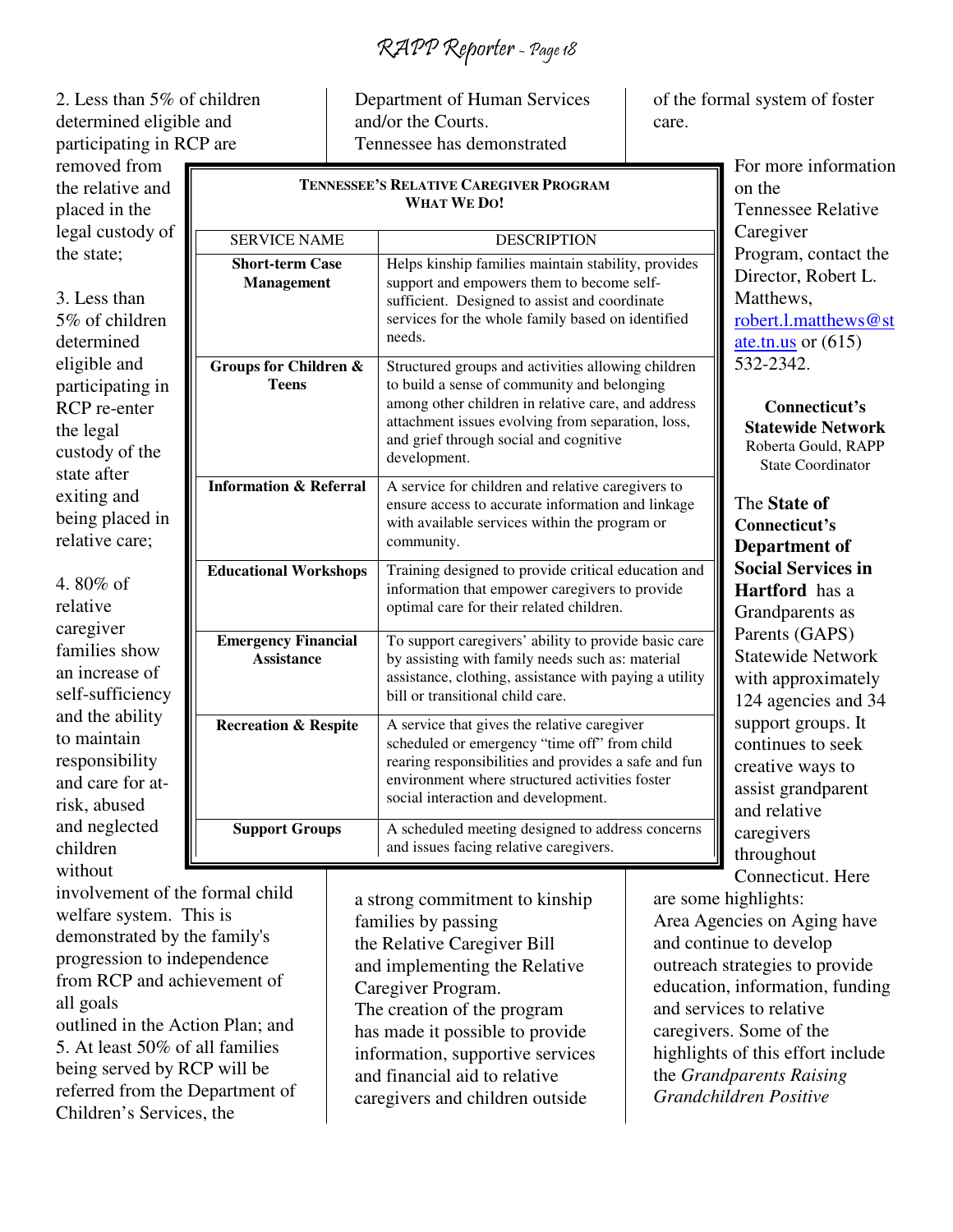2. Less than 5% of children determined eligible and participating in RCP are removed from the relative and placed in the legal custody of the state;

3. Less than 5% of children determined eligible and participating in RCP re-enter the legal custody of the state after exiting and being placed in relative care;

4. 80% of relative caregiver families show an increase of self-sufficiency and the ability to maintain responsibility and care for at-risk, abused and neglected children without involvement of the formal child welfare system. This is demonstrated by the family's progression to independence from RCP and achievement of all goals outlined in the Action Plan; and

5. At least 50% of all families being served by RCP will be referred from the Department of Children's Services, the Department of Human Services and/or the Courts.

Tennessee has demonstrated a strong commitment to kinship families by passing the Relative Caregiver Bill and implementing the Relative Caregiver Program. The creation of the program has made it possible to provide information, supportive services and financial aid to relative caregivers and children outside of the formal system of foster care.

**TENNESSEE'S RELATIVE CAREGIVER PROGRAM**
**WHAT WE DO!**

| SERVICE NAME | DESCRIPTION |
|---|---|
| **Short-term Case Management** | Helps kinship families maintain stability, provides support and empowers them to become self-sufficient. Designed to assist and coordinate services for the whole family based on identified needs. |
| **Groups for Children & Teens** | Structured groups and activities allowing children to build a sense of community and belonging among other children in relative care, and address attachment issues evolving from separation, loss, and grief through social and cognitive development. |
| **Information & Referral** | A service for children and relative caregivers to ensure access to accurate information and linkage with available services within the program or community. |
| **Educational Workshops** | Training designed to provide critical education and information that empower caregivers to provide optimal care for their related children. |
| **Emergency Financial Assistance** | To support caregivers' ability to provide basic care by assisting with family needs such as: material assistance, clothing, assistance with paying a utility bill or transitional child care. |
| **Recreation & Respite** | A service that gives the relative caregiver scheduled or emergency "time off" from child rearing responsibilities and provides a safe and fun environment where structured activities foster social interaction and development. |
| **Support Groups** | A scheduled meeting designed to address concerns and issues facing relative caregivers. |

For more information on the Tennessee Relative Caregiver Program, contact the Director, Robert L. Matthews, robert.l.matthews@state.tn.us or (615) 532-2342.

**Connecticut's Statewide Network**
Roberta Gould, RAPP State Coordinator

The **State of Connecticut's Department of Social Services in Hartford** has a Grandparents as Parents (GAPS) Statewide Network with approximately 124 agencies and 34 support groups. It continues to seek creative ways to assist grandparent and relative caregivers throughout Connecticut. Here are some highlights:
Area Agencies on Aging have and continue to develop outreach strategies to provide education, information, funding and services to relative caregivers. Some of the highlights of this effort include the *Grandparents Raising Grandchildren Positive*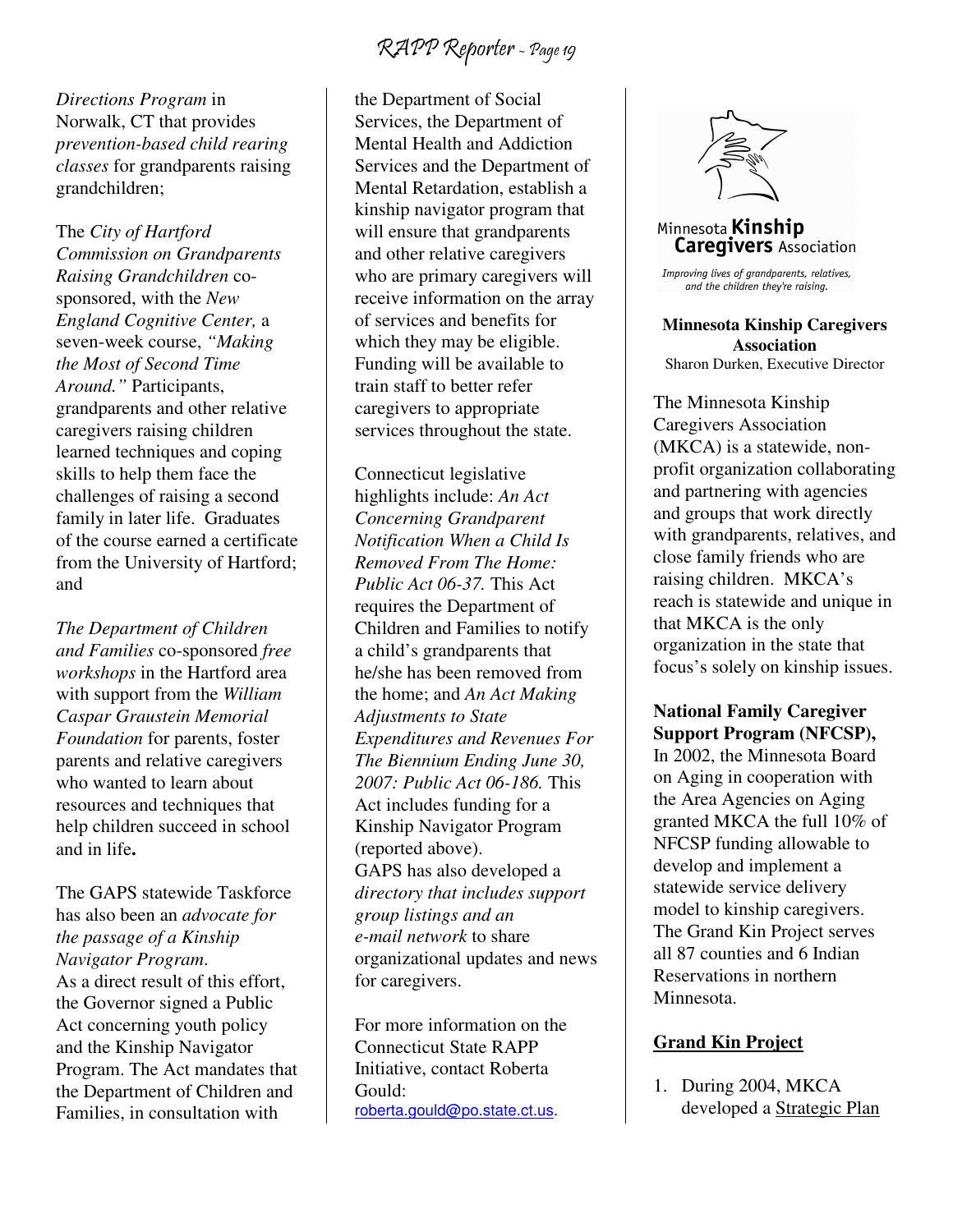*Directions Program* in Norwalk, CT that provides *prevention-based child rearing classes* for grandparents raising grandchildren;

The *City of Hartford Commission on Grandparents Raising Grandchildren* co-sponsored, with the *New England Cognitive Center,* a seven-week course, *"Making the Most of Second Time Around."* Participants, grandparents and other relative caregivers raising children learned techniques and coping skills to help them face the challenges of raising a second family in later life. Graduates of the course earned a certificate from the University of Hartford; and

*The Department of Children and Families* co-sponsored *free workshops* in the Hartford area with support from the *William Caspar Graustein Memorial Foundation* for parents, foster parents and relative caregivers who wanted to learn about resources and techniques that help children succeed in school and in life**.**

The GAPS statewide Taskforce has also been an *advocate for the passage of a Kinship Navigator Program.* As a direct result of this effort, the Governor signed a Public Act concerning youth policy and the Kinship Navigator Program. The Act mandates that the Department of Children and Families, in consultation with the Department of Social Services, the Department of Mental Health and Addiction Services and the Department of Mental Retardation, establish a kinship navigator program that will ensure that grandparents and other relative caregivers who are primary caregivers will receive information on the array of services and benefits for which they may be eligible. Funding will be available to train staff to better refer caregivers to appropriate services throughout the state.

Connecticut legislative highlights include: *An Act Concerning Grandparent Notification When a Child Is Removed From The Home: Public Act 06-37.* This Act requires the Department of Children and Families to notify a child's grandparents that he/she has been removed from the home; and *An Act Making Adjustments to State Expenditures and Revenues For The Biennium Ending June 30, 2007: Public Act 06-186.* This Act includes funding for a Kinship Navigator Program (reported above).
GAPS has also developed a *directory that includes support group listings and an e-mail network* to share organizational updates and news for caregivers.

For more information on the Connecticut State RAPP Initiative, contact Roberta Gould: roberta.gould@po.state.ct.us.

Minnesota **Kinship Caregivers** Association

*Improving lives of grandparents, relatives, and the children they're raising.*

**Minnesota Kinship Caregivers Association**
Sharon Durken, Executive Director

The Minnesota Kinship Caregivers Association (MKCA) is a statewide, non-profit organization collaborating and partnering with agencies and groups that work directly with grandparents, relatives, and close family friends who are raising children. MKCA's reach is statewide and unique in that MKCA is the only organization in the state that focus's solely on kinship issues.

**National Family Caregiver Support Program (NFCSP),** In 2002, the Minnesota Board on Aging in cooperation with the Area Agencies on Aging granted MKCA the full 10% of NFCSP funding allowable to develop and implement a statewide service delivery model to kinship caregivers. The Grand Kin Project serves all 87 counties and 6 Indian Reservations in northern Minnesota.

**Grand Kin Project**

1. During 2004, MKCA developed a Strategic Plan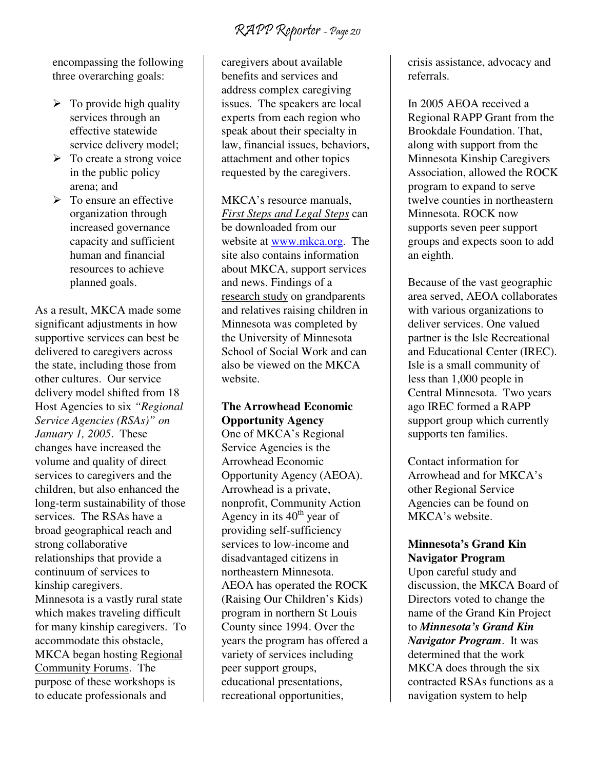encompassing the following three overarching goals:

- To provide high quality services through an effective statewide service delivery model;
- To create a strong voice in the public policy arena; and
- To ensure an effective organization through increased governance capacity and sufficient human and financial resources to achieve planned goals.

As a result, MKCA made some significant adjustments in how supportive services can best be delivered to caregivers across the state, including those from other cultures. Our service delivery model shifted from 18 Host Agencies to six *"Regional Service Agencies (RSAs)" on January 1, 2005*. These changes have increased the volume and quality of direct services to caregivers and the children, but also enhanced the long-term sustainability of those services. The RSAs have a broad geographical reach and strong collaborative relationships that provide a continuum of services to kinship caregivers.
Minnesota is a vastly rural state which makes traveling difficult for many kinship caregivers. To accommodate this obstacle, MKCA began hosting Regional Community Forums. The purpose of these workshops is to educate professionals and caregivers about available benefits and services and address complex caregiving issues. The speakers are local experts from each region who speak about their specialty in law, financial issues, behaviors, attachment and other topics requested by the caregivers.

MKCA's resource manuals, *First Steps and Legal Steps* can be downloaded from our website at www.mkca.org. The site also contains information about MKCA, support services and news. Findings of a research study on grandparents and relatives raising children in Minnesota was completed by the University of Minnesota School of Social Work and can also be viewed on the MKCA website.

**The Arrowhead Economic Opportunity Agency**

One of MKCA's Regional Service Agencies is the Arrowhead Economic Opportunity Agency (AEOA). Arrowhead is a private, nonprofit, Community Action Agency in its 40th year of providing self-sufficiency services to low-income and disadvantaged citizens in northeastern Minnesota. AEOA has operated the ROCK (Raising Our Children's Kids) program in northern St Louis County since 1994. Over the years the program has offered a variety of services including peer support groups, educational presentations, recreational opportunities, crisis assistance, advocacy and referrals.

In 2005 AEOA received a Regional RAPP Grant from the Brookdale Foundation. That, along with support from the Minnesota Kinship Caregivers Association, allowed the ROCK program to expand to serve twelve counties in northeastern Minnesota. ROCK now supports seven peer support groups and expects soon to add an eighth.

Because of the vast geographic area served, AEOA collaborates with various organizations to deliver services. One valued partner is the Isle Recreational and Educational Center (IREC). Isle is a small community of less than 1,000 people in Central Minnesota. Two years ago IREC formed a RAPP support group which currently supports ten families.

Contact information for Arrowhead and for MKCA's other Regional Service Agencies can be found on MKCA's website.

**Minnesota's Grand Kin Navigator Program**

Upon careful study and discussion, the MKCA Board of Directors voted to change the name of the Grand Kin Project to ***Minnesota's Grand Kin Navigator Program***. It was determined that the work MKCA does through the six contracted RSAs functions as a navigation system to help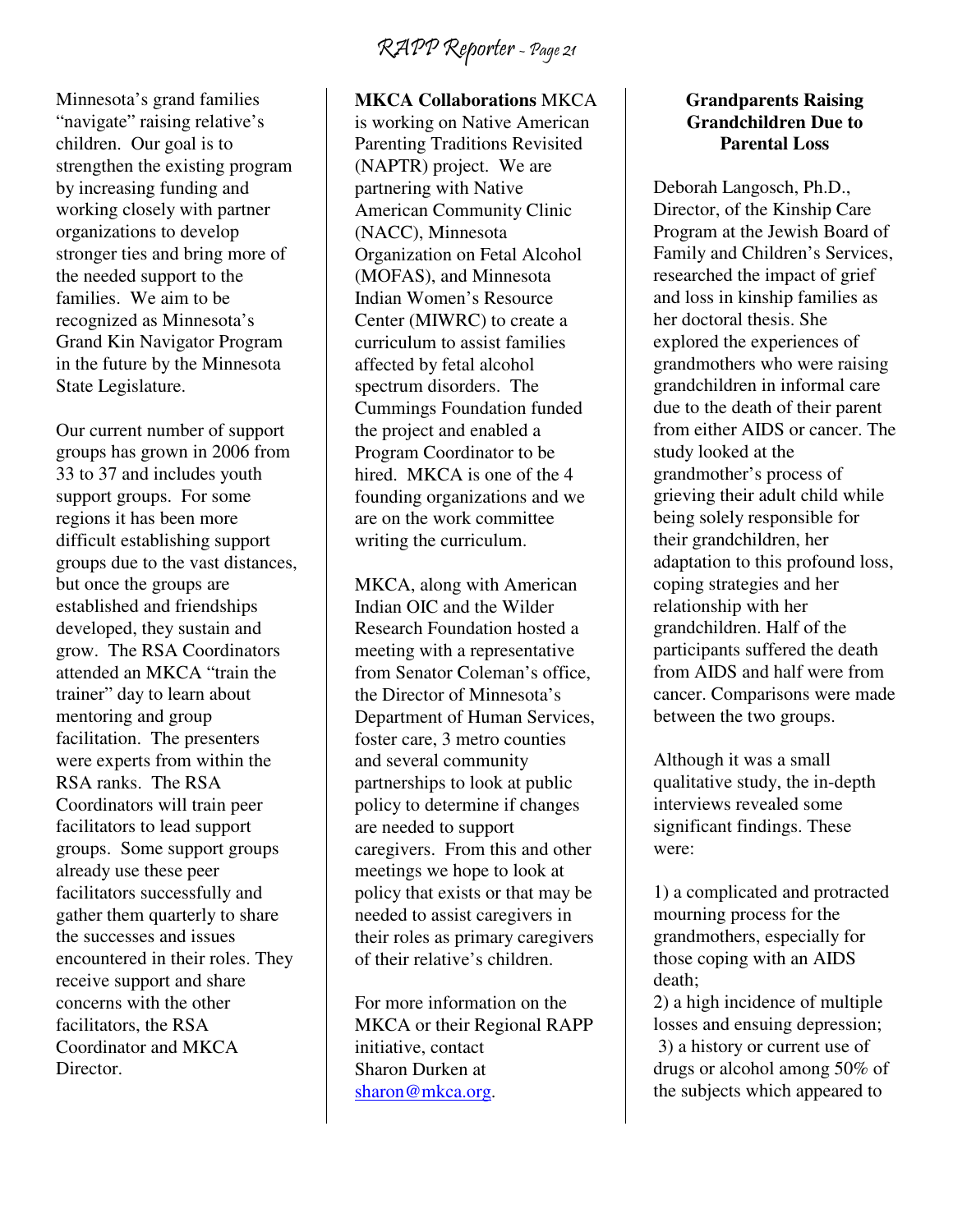Minnesota's grand families "navigate" raising relative's children. Our goal is to strengthen the existing program by increasing funding and working closely with partner organizations to develop stronger ties and bring more of the needed support to the families. We aim to be recognized as Minnesota's Grand Kin Navigator Program in the future by the Minnesota State Legislature.

Our current number of support groups has grown in 2006 from 33 to 37 and includes youth support groups. For some regions it has been more difficult establishing support groups due to the vast distances, but once the groups are established and friendships developed, they sustain and grow. The RSA Coordinators attended an MKCA "train the trainer" day to learn about mentoring and group facilitation. The presenters were experts from within the RSA ranks. The RSA Coordinators will train peer facilitators to lead support groups. Some support groups already use these peer facilitators successfully and gather them quarterly to share the successes and issues encountered in their roles. They receive support and share concerns with the other facilitators, the RSA Coordinator and MKCA Director.

**MKCA Collaborations** MKCA is working on Native American Parenting Traditions Revisited (NAPTR) project. We are partnering with Native American Community Clinic (NACC), Minnesota Organization on Fetal Alcohol (MOFAS), and Minnesota Indian Women's Resource Center (MIWRC) to create a curriculum to assist families affected by fetal alcohol spectrum disorders. The Cummings Foundation funded the project and enabled a Program Coordinator to be hired. MKCA is one of the 4 founding organizations and we are on the work committee writing the curriculum.

MKCA, along with American Indian OIC and the Wilder Research Foundation hosted a meeting with a representative from Senator Coleman's office, the Director of Minnesota's Department of Human Services, foster care, 3 metro counties and several community partnerships to look at public policy to determine if changes are needed to support caregivers. From this and other meetings we hope to look at policy that exists or that may be needed to assist caregivers in their roles as primary caregivers of their relative's children.

For more information on the MKCA or their Regional RAPP initiative, contact Sharon Durken at sharon@mkca.org.

## Grandparents Raising Grandchildren Due to Parental Loss

Deborah Langosch, Ph.D., Director, of the Kinship Care Program at the Jewish Board of Family and Children's Services, researched the impact of grief and loss in kinship families as her doctoral thesis. She explored the experiences of grandmothers who were raising grandchildren in informal care due to the death of their parent from either AIDS or cancer. The study looked at the grandmother's process of grieving their adult child while being solely responsible for their grandchildren, her adaptation to this profound loss, coping strategies and her relationship with her grandchildren. Half of the participants suffered the death from AIDS and half were from cancer. Comparisons were made between the two groups.

Although it was a small qualitative study, the in-depth interviews revealed some significant findings. These were:

1) a complicated and protracted mourning process for the grandmothers, especially for those coping with an AIDS death;
2) a high incidence of multiple losses and ensuing depression;
3) a history or current use of drugs or alcohol among 50% of the subjects which appeared to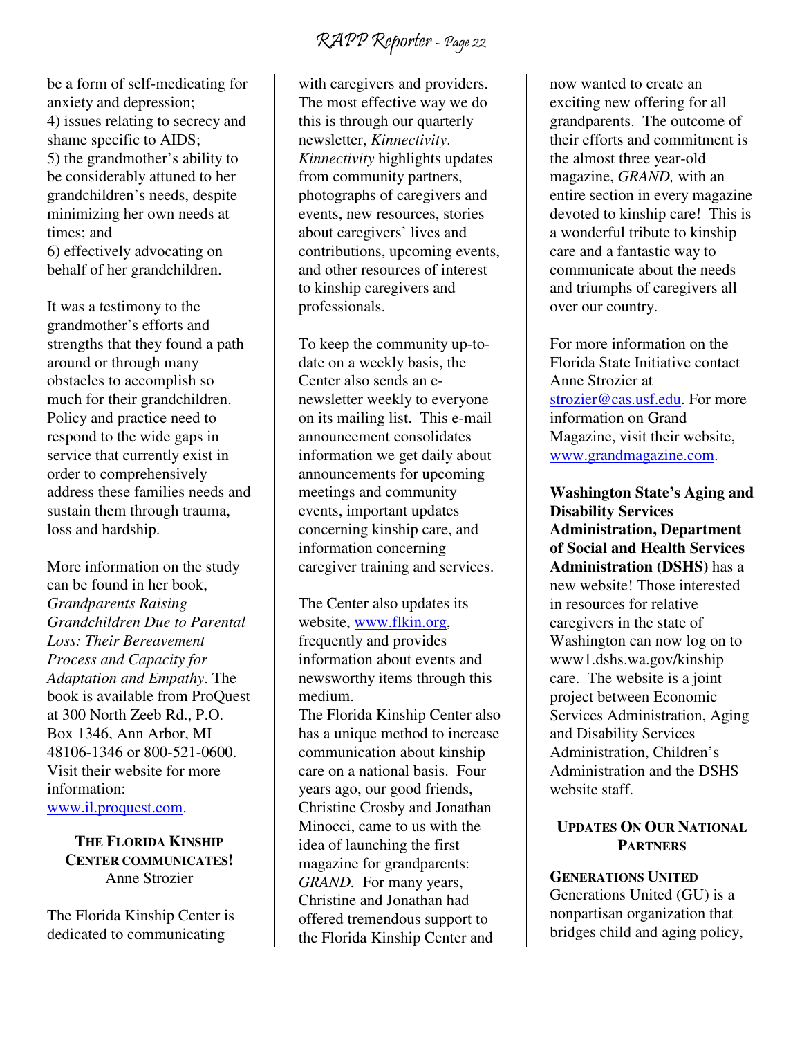be a form of self-medicating for anxiety and depression;
4) issues relating to secrecy and shame specific to AIDS;
5) the grandmother's ability to be considerably attuned to her grandchildren's needs, despite minimizing her own needs at times; and
6) effectively advocating on behalf of her grandchildren.

It was a testimony to the grandmother's efforts and strengths that they found a path around or through many obstacles to accomplish so much for their grandchildren. Policy and practice need to respond to the wide gaps in service that currently exist in order to comprehensively address these families needs and sustain them through trauma, loss and hardship.

More information on the study can be found in her book, *Grandparents Raising Grandchildren Due to Parental Loss: Their Bereavement Process and Capacity for Adaptation and Empathy*. The book is available from ProQuest at 300 North Zeeb Rd., P.O. Box 1346, Ann Arbor, MI 48106-1346 or 800-521-0600. Visit their website for more information: www.il.proquest.com.

### The Florida Kinship Center communicates!

Anne Strozier

The Florida Kinship Center is dedicated to communicating with caregivers and providers. The most effective way we do this is through our quarterly newsletter, *Kinnectivity*. *Kinnectivity* highlights updates from community partners, photographs of caregivers and events, new resources, stories about caregivers' lives and contributions, upcoming events, and other resources of interest to kinship caregivers and professionals.

To keep the community up-to-date on a weekly basis, the Center also sends an e-newsletter weekly to everyone on its mailing list. This e-mail announcement consolidates information we get daily about announcements for upcoming meetings and community events, important updates concerning kinship care, and information concerning caregiver training and services.

The Center also updates its website, www.flkin.org, frequently and provides information about events and newsworthy items through this medium.

The Florida Kinship Center also has a unique method to increase communication about kinship care on a national basis. Four years ago, our good friends, Christine Crosby and Jonathan Minocci, came to us with the idea of launching the first magazine for grandparents: *GRAND*. For many years, Christine and Jonathan had offered tremendous support to the Florida Kinship Center and now wanted to create an exciting new offering for all grandparents. The outcome of their efforts and commitment is the almost three year-old magazine, *GRAND,* with an entire section in every magazine devoted to kinship care! This is a wonderful tribute to kinship care and a fantastic way to communicate about the needs and triumphs of caregivers all over our country.

For more information on the Florida State Initiative contact Anne Strozier at strozier@cas.usf.edu. For more information on Grand Magazine, visit their website, www.grandmagazine.com.

**Washington State's Aging and Disability Services Administration, Department of Social and Health Services Administration (DSHS)** has a new website! Those interested in resources for relative caregivers in the state of Washington can now log on to www1.dshs.wa.gov/kinship care. The website is a joint project between Economic Services Administration, Aging and Disability Services Administration, Children's Administration and the DSHS website staff.

## Updates On Our National Partners

### Generations United

Generations United (GU) is a nonpartisan organization that bridges child and aging policy,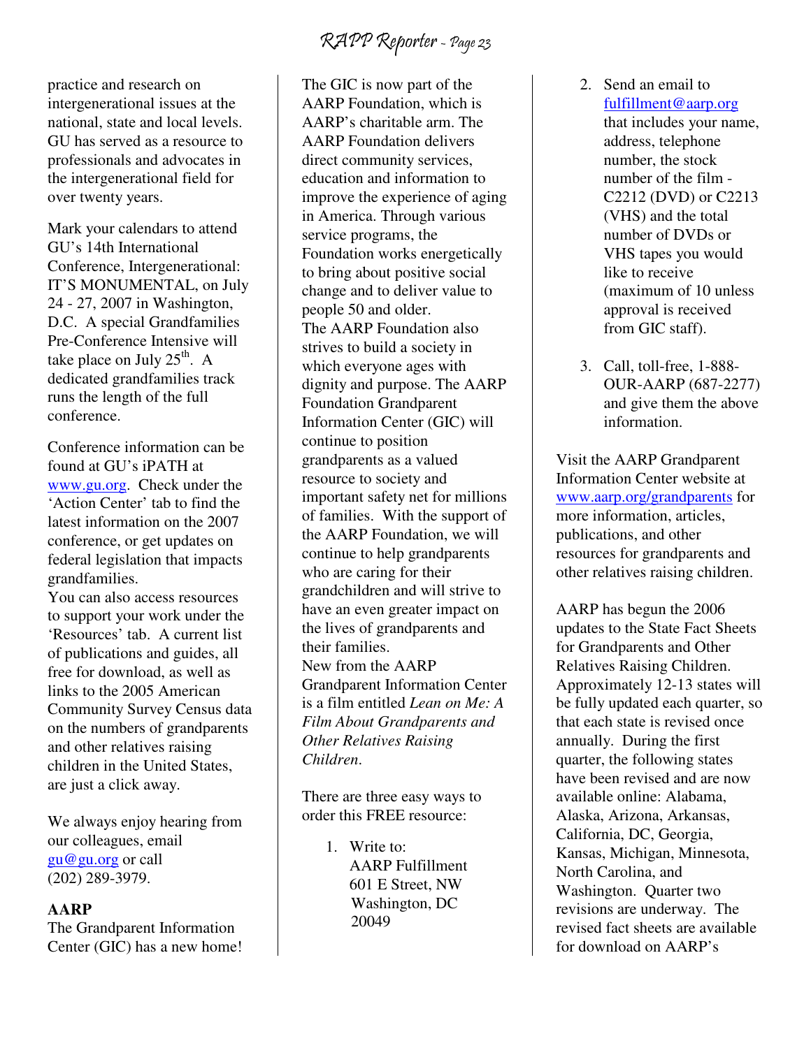practice and research on intergenerational issues at the national, state and local levels. GU has served as a resource to professionals and advocates in the intergenerational field for over twenty years.

Mark your calendars to attend GU's 14th International Conference, Intergenerational: IT'S MONUMENTAL, on July 24 - 27, 2007 in Washington, D.C. A special Grandfamilies Pre-Conference Intensive will take place on July 25th. A dedicated grandfamilies track runs the length of the full conference.

Conference information can be found at GU's iPATH at www.gu.org. Check under the 'Action Center' tab to find the latest information on the 2007 conference, or get updates on federal legislation that impacts grandfamilies.
You can also access resources to support your work under the 'Resources' tab. A current list of publications and guides, all free for download, as well as links to the 2005 American Community Survey Census data on the numbers of grandparents and other relatives raising children in the United States, are just a click away.

We always enjoy hearing from our colleagues, email gu@gu.org or call (202) 289-3979.

**AARP**
The Grandparent Information Center (GIC) has a new home! The GIC is now part of the AARP Foundation, which is AARP's charitable arm. The AARP Foundation delivers direct community services, education and information to improve the experience of aging in America. Through various service programs, the Foundation works energetically to bring about positive social change and to deliver value to people 50 and older.
The AARP Foundation also strives to build a society in which everyone ages with dignity and purpose. The AARP Foundation Grandparent Information Center (GIC) will continue to position grandparents as a valued resource to society and important safety net for millions of families. With the support of the AARP Foundation, we will continue to help grandparents who are caring for their grandchildren and will strive to have an even greater impact on the lives of grandparents and their families.
New from the AARP Grandparent Information Center is a film entitled *Lean on Me: A Film About Grandparents and Other Relatives Raising Children*.

There are three easy ways to order this FREE resource:

1. Write to:
   AARP Fulfillment
   601 E Street, NW
   Washington, DC
   20049

2. Send an email to fulfillment@aarp.org that includes your name, address, telephone number, the stock number of the film - C2212 (DVD) or C2213 (VHS) and the total number of DVDs or VHS tapes you would like to receive (maximum of 10 unless approval is received from GIC staff).

3. Call, toll-free, 1-888-OUR-AARP (687-2277) and give them the above information.

Visit the AARP Grandparent Information Center website at www.aarp.org/grandparents for more information, articles, publications, and other resources for grandparents and other relatives raising children.

AARP has begun the 2006 updates to the State Fact Sheets for Grandparents and Other Relatives Raising Children. Approximately 12-13 states will be fully updated each quarter, so that each state is revised once annually. During the first quarter, the following states have been revised and are now available online: Alabama, Alaska, Arizona, Arkansas, California, DC, Georgia, Kansas, Michigan, Minnesota, North Carolina, and Washington. Quarter two revisions are underway. The revised fact sheets are available for download on AARP's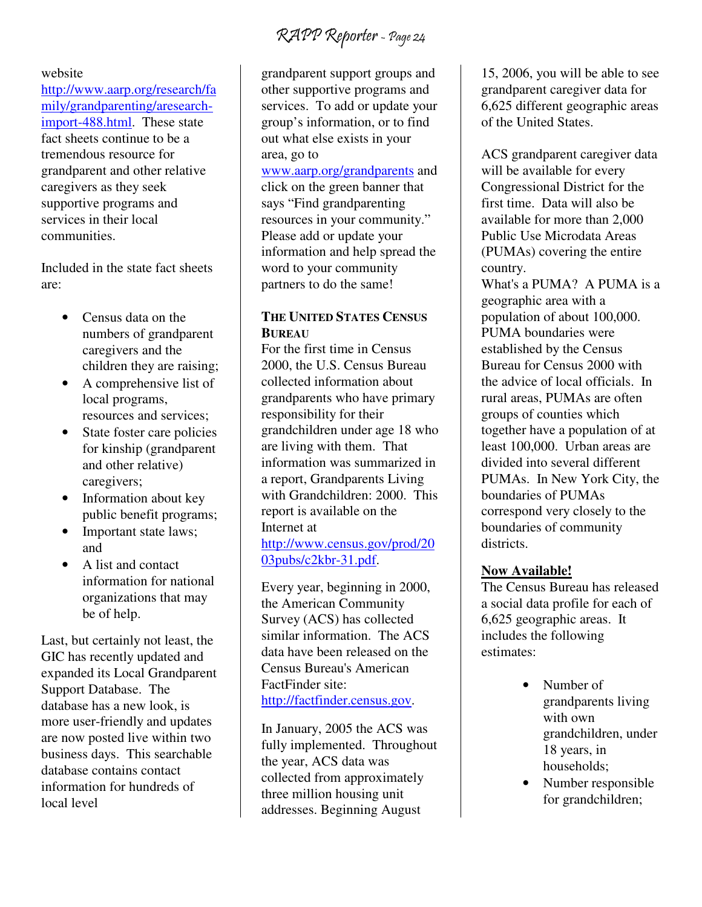website http://www.aarp.org/research/family/grandparenting/aresearch-import-488.html. These state fact sheets continue to be a tremendous resource for grandparent and other relative caregivers as they seek supportive programs and services in their local communities.

Included in the state fact sheets are:

- Census data on the numbers of grandparent caregivers and the children they are raising;
- A comprehensive list of local programs, resources and services;
- State foster care policies for kinship (grandparent and other relative) caregivers;
- Information about key public benefit programs;
- Important state laws; and
- A list and contact information for national organizations that may be of help.

Last, but certainly not least, the GIC has recently updated and expanded its Local Grandparent Support Database. The database has a new look, is more user-friendly and updates are now posted live within two business days. This searchable database contains contact information for hundreds of local level grandparent support groups and other supportive programs and services. To add or update your group's information, or to find out what else exists in your area, go to www.aarp.org/grandparents and click on the green banner that says "Find grandparenting resources in your community." Please add or update your information and help spread the word to your community partners to do the same!

**THE UNITED STATES CENSUS BUREAU**

For the first time in Census 2000, the U.S. Census Bureau collected information about grandparents who have primary responsibility for their grandchildren under age 18 who are living with them. That information was summarized in a report, Grandparents Living with Grandchildren: 2000. This report is available on the Internet at http://www.census.gov/prod/2003pubs/c2kbr-31.pdf.

Every year, beginning in 2000, the American Community Survey (ACS) has collected similar information. The ACS data have been released on the Census Bureau's American FactFinder site: http://factfinder.census.gov.

In January, 2005 the ACS was fully implemented. Throughout the year, ACS data was collected from approximately three million housing unit addresses. Beginning August 15, 2006, you will be able to see grandparent caregiver data for 6,625 different geographic areas of the United States.

ACS grandparent caregiver data will be available for every Congressional District for the first time. Data will also be available for more than 2,000 Public Use Microdata Areas (PUMAs) covering the entire country.

What's a PUMA? A PUMA is a geographic area with a population of about 100,000. PUMA boundaries were established by the Census Bureau for Census 2000 with the advice of local officials. In rural areas, PUMAs are often groups of counties which together have a population of at least 100,000. Urban areas are divided into several different PUMAs. In New York City, the boundaries of PUMAs correspond very closely to the boundaries of community districts.

**Now Available!**

The Census Bureau has released a social data profile for each of 6,625 geographic areas. It includes the following estimates:

- Number of grandparents living with own grandchildren, under 18 years, in households;
- Number responsible for grandchildren;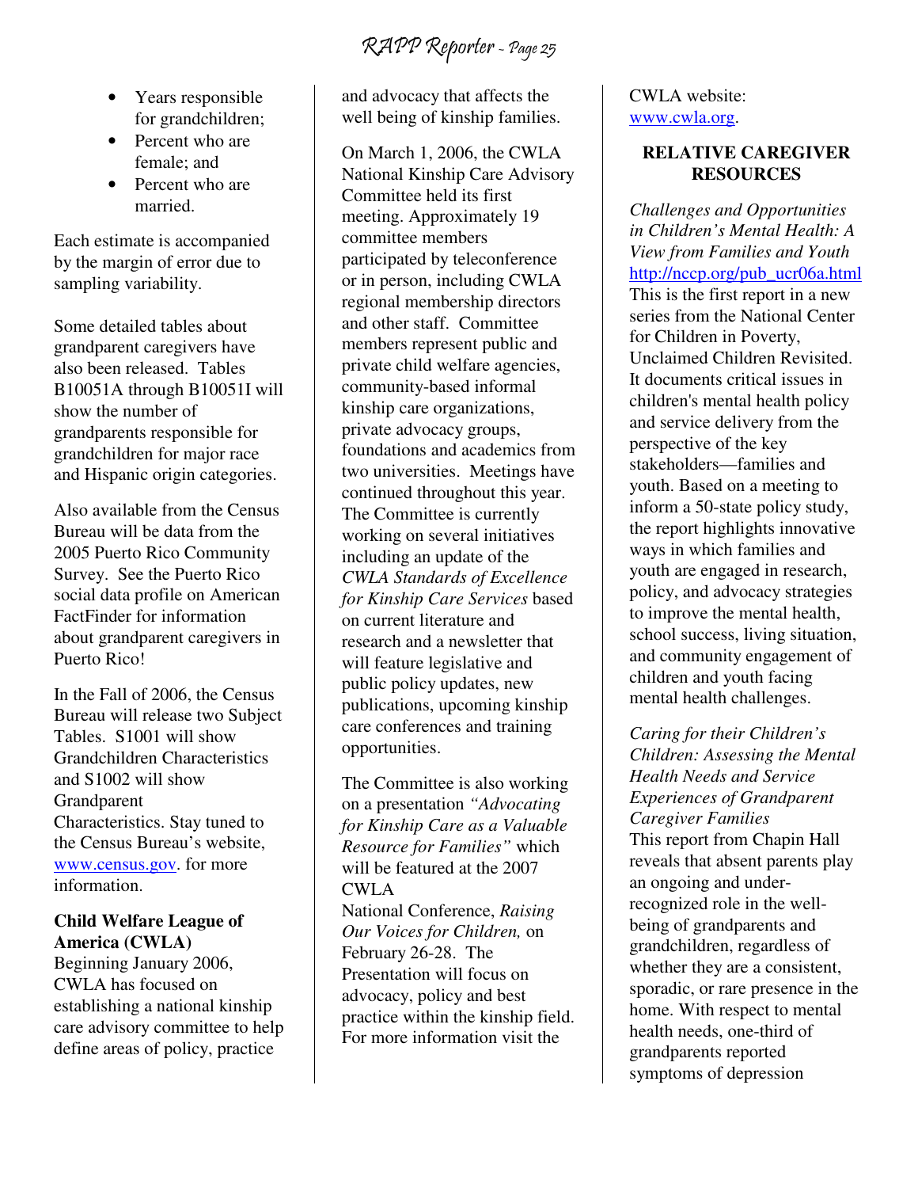- Years responsible for grandchildren;
- Percent who are female; and
- Percent who are married.

Each estimate is accompanied by the margin of error due to sampling variability.

Some detailed tables about grandparent caregivers have also been released. Tables B10051A through B10051I will show the number of grandparents responsible for grandchildren for major race and Hispanic origin categories.

Also available from the Census Bureau will be data from the 2005 Puerto Rico Community Survey. See the Puerto Rico social data profile on American FactFinder for information about grandparent caregivers in Puerto Rico!

In the Fall of 2006, the Census Bureau will release two Subject Tables. S1001 will show Grandchildren Characteristics and S1002 will show Grandparent Characteristics. Stay tuned to the Census Bureau's website, www.census.gov. for more information.

**Child Welfare League of America (CWLA)**

Beginning January 2006, CWLA has focused on establishing a national kinship care advisory committee to help define areas of policy, practice and advocacy that affects the well being of kinship families.

On March 1, 2006, the CWLA National Kinship Care Advisory Committee held its first meeting. Approximately 19 committee members participated by teleconference or in person, including CWLA regional membership directors and other staff. Committee members represent public and private child welfare agencies, community-based informal kinship care organizations, private advocacy groups, foundations and academics from two universities. Meetings have continued throughout this year. The Committee is currently working on several initiatives including an update of the *CWLA Standards of Excellence for Kinship Care Services* based on current literature and research and a newsletter that will feature legislative and public policy updates, new publications, upcoming kinship care conferences and training opportunities.

The Committee is also working on a presentation *"Advocating for Kinship Care as a Valuable Resource for Families"* which will be featured at the 2007 CWLA National Conference, *Raising Our Voices for Children,* on February 26-28. The Presentation will focus on advocacy, policy and best practice within the kinship field. For more information visit the CWLA website: www.cwla.org.

## RELATIVE CAREGIVER RESOURCES

*Challenges and Opportunities in Children's Mental Health: A View from Families and Youth*
http://nccp.org/pub_ucr06a.html
This is the first report in a new series from the National Center for Children in Poverty, Unclaimed Children Revisited. It documents critical issues in children's mental health policy and service delivery from the perspective of the key stakeholders—families and youth. Based on a meeting to inform a 50-state policy study, the report highlights innovative ways in which families and youth are engaged in research, policy, and advocacy strategies to improve the mental health, school success, living situation, and community engagement of children and youth facing mental health challenges.

*Caring for their Children's Children: Assessing the Mental Health Needs and Service Experiences of Grandparent Caregiver Families*
This report from Chapin Hall reveals that absent parents play an ongoing and under-recognized role in the well-being of grandparents and grandchildren, regardless of whether they are a consistent, sporadic, or rare presence in the home. With respect to mental health needs, one-third of grandparents reported symptoms of depression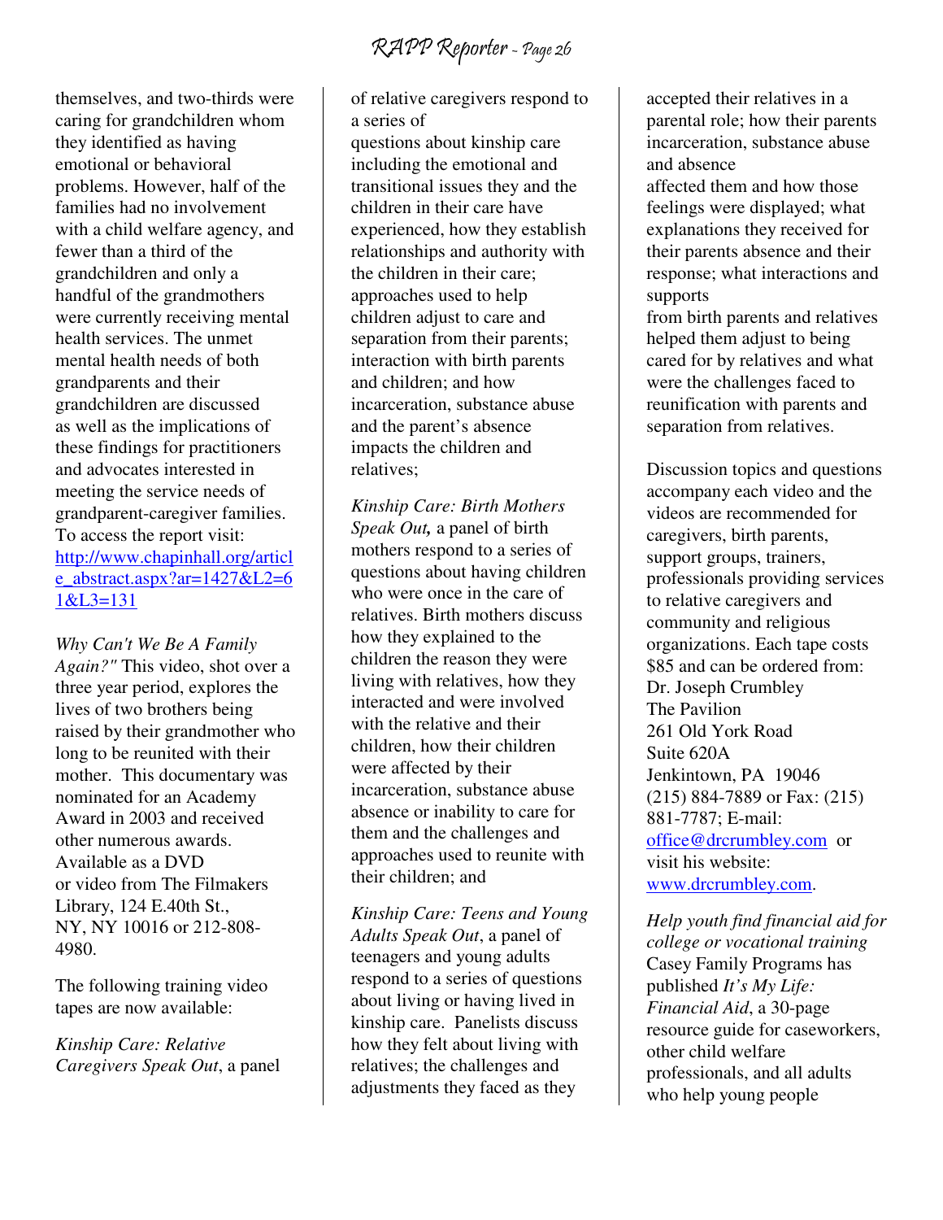themselves, and two-thirds were caring for grandchildren whom they identified as having emotional or behavioral problems. However, half of the families had no involvement with a child welfare agency, and fewer than a third of the grandchildren and only a handful of the grandmothers were currently receiving mental health services. The unmet mental health needs of both grandparents and their grandchildren are discussed as well as the implications of these findings for practitioners and advocates interested in meeting the service needs of grandparent-caregiver families. To access the report visit: http://www.chapinhall.org/article_abstract.aspx?ar=1427&L2=61&L3=131

*Why Can't We Be A Family Again?"* This video, shot over a three year period, explores the lives of two brothers being raised by their grandmother who long to be reunited with their mother. This documentary was nominated for an Academy Award in 2003 and received other numerous awards. Available as a DVD or video from The Filmakers Library, 124 E.40th St., NY, NY 10016 or 212-808-4980.

The following training video tapes are now available:

*Kinship Care: Relative Caregivers Speak Out*, a panel of relative caregivers respond to a series of questions about kinship care including the emotional and transitional issues they and the children in their care have experienced, how they establish relationships and authority with the children in their care; approaches used to help children adjust to care and separation from their parents; interaction with birth parents and children; and how incarceration, substance abuse and the parent's absence impacts the children and relatives;

*Kinship Care: Birth Mothers Speak Out,* a panel of birth mothers respond to a series of questions about having children who were once in the care of relatives. Birth mothers discuss how they explained to the children the reason they were living with relatives, how they interacted and were involved with the relative and their children, how their children were affected by their incarceration, substance abuse absence or inability to care for them and the challenges and approaches used to reunite with their children; and

*Kinship Care: Teens and Young Adults Speak Out*, a panel of teenagers and young adults respond to a series of questions about living or having lived in kinship care. Panelists discuss how they felt about living with relatives; the challenges and adjustments they faced as they accepted their relatives in a parental role; how their parents incarceration, substance abuse and absence affected them and how those feelings were displayed; what explanations they received for their parents absence and their response; what interactions and supports from birth parents and relatives helped them adjust to being cared for by relatives and what were the challenges faced to reunification with parents and separation from relatives.

Discussion topics and questions accompany each video and the videos are recommended for caregivers, birth parents, support groups, trainers, professionals providing services to relative caregivers and community and religious organizations. Each tape costs $85 and can be ordered from:
Dr. Joseph Crumbley
The Pavilion
261 Old York Road
Suite 620A
Jenkintown, PA 19046
(215) 884-7889 or Fax: (215) 881-7787; E-mail: office@drcrumbley.com or visit his website: www.drcrumbley.com.

*Help youth find financial aid for college or vocational training* Casey Family Programs has published *It's My Life: Financial Aid*, a 30-page resource guide for caseworkers, other child welfare professionals, and all adults who help young people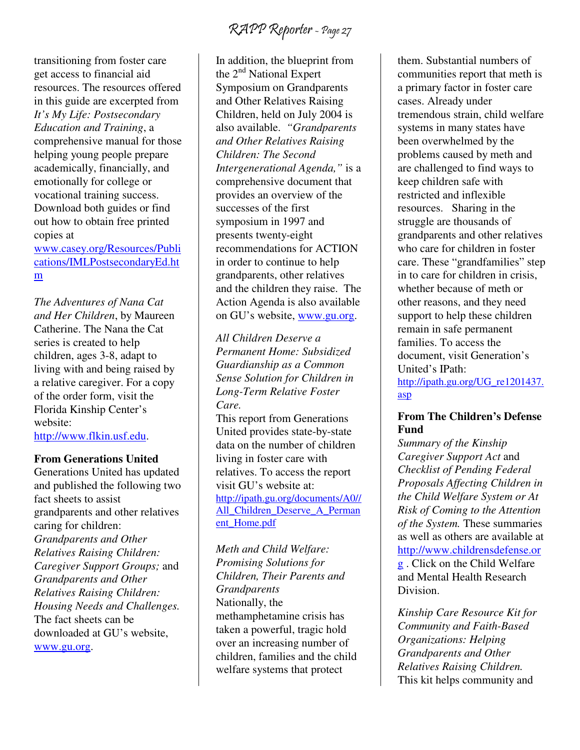transitioning from foster care get access to financial aid resources. The resources offered in this guide are excerpted from *It's My Life: Postsecondary Education and Training*, a comprehensive manual for those helping young people prepare academically, financially, and emotionally for college or vocational training success. Download both guides or find out how to obtain free printed copies at www.casey.org/Resources/Publications/IMLPostsecondaryEd.htm

*The Adventures of Nana Cat and Her Children*, by Maureen Catherine. The Nana the Cat series is created to help children, ages 3-8, adapt to living with and being raised by a relative caregiver. For a copy of the order form, visit the Florida Kinship Center's website: http://www.flkin.usf.edu.

**From Generations United**

Generations United has updated and published the following two fact sheets to assist grandparents and other relatives caring for children: *Grandparents and Other Relatives Raising Children: Caregiver Support Groups;* and *Grandparents and Other Relatives Raising Children: Housing Needs and Challenges.* The fact sheets can be downloaded at GU's website, www.gu.org.

In addition, the blueprint from the 2nd National Expert Symposium on Grandparents and Other Relatives Raising Children, held on July 2004 is also available. *"Grandparents and Other Relatives Raising Children: The Second Intergenerational Agenda,"* is a comprehensive document that provides an overview of the successes of the first symposium in 1997 and presents twenty-eight recommendations for ACTION in order to continue to help grandparents, other relatives and the children they raise. The Action Agenda is also available on GU's website, www.gu.org.

*All Children Deserve a Permanent Home: Subsidized Guardianship as a Common Sense Solution for Children in Long-Term Relative Foster Care.*

This report from Generations United provides state-by-state data on the number of children living in foster care with relatives. To access the report visit GU's website at: http://ipath.gu.org/documents/A0//All_Children_Deserve_A_Permanent_Home.pdf

*Meth and Child Welfare: Promising Solutions for Children, Their Parents and Grandparents*

Nationally, the methamphetamine crisis has taken a powerful, tragic hold over an increasing number of children, families and the child welfare systems that protect them. Substantial numbers of communities report that meth is a primary factor in foster care cases. Already under tremendous strain, child welfare systems in many states have been overwhelmed by the problems caused by meth and are challenged to find ways to keep children safe with restricted and inflexible resources. Sharing in the struggle are thousands of grandparents and other relatives who care for children in foster care. These "grandfamilies" step in to care for children in crisis, whether because of meth or other reasons, and they need support to help these children remain in safe permanent families. To access the document, visit Generation's United's IPath: http://ipath.gu.org/UG_re1201437.asp

**From The Children's Defense Fund**

*Summary of the Kinship Caregiver Support Act* and *Checklist of Pending Federal Proposals Affecting Children in the Child Welfare System or At Risk of Coming to the Attention of the System.* These summaries as well as others are available at http://www.childrensdefense.org . Click on the Child Welfare and Mental Health Research Division.

*Kinship Care Resource Kit for Community and Faith-Based Organizations: Helping Grandparents and Other Relatives Raising Children.*

This kit helps community and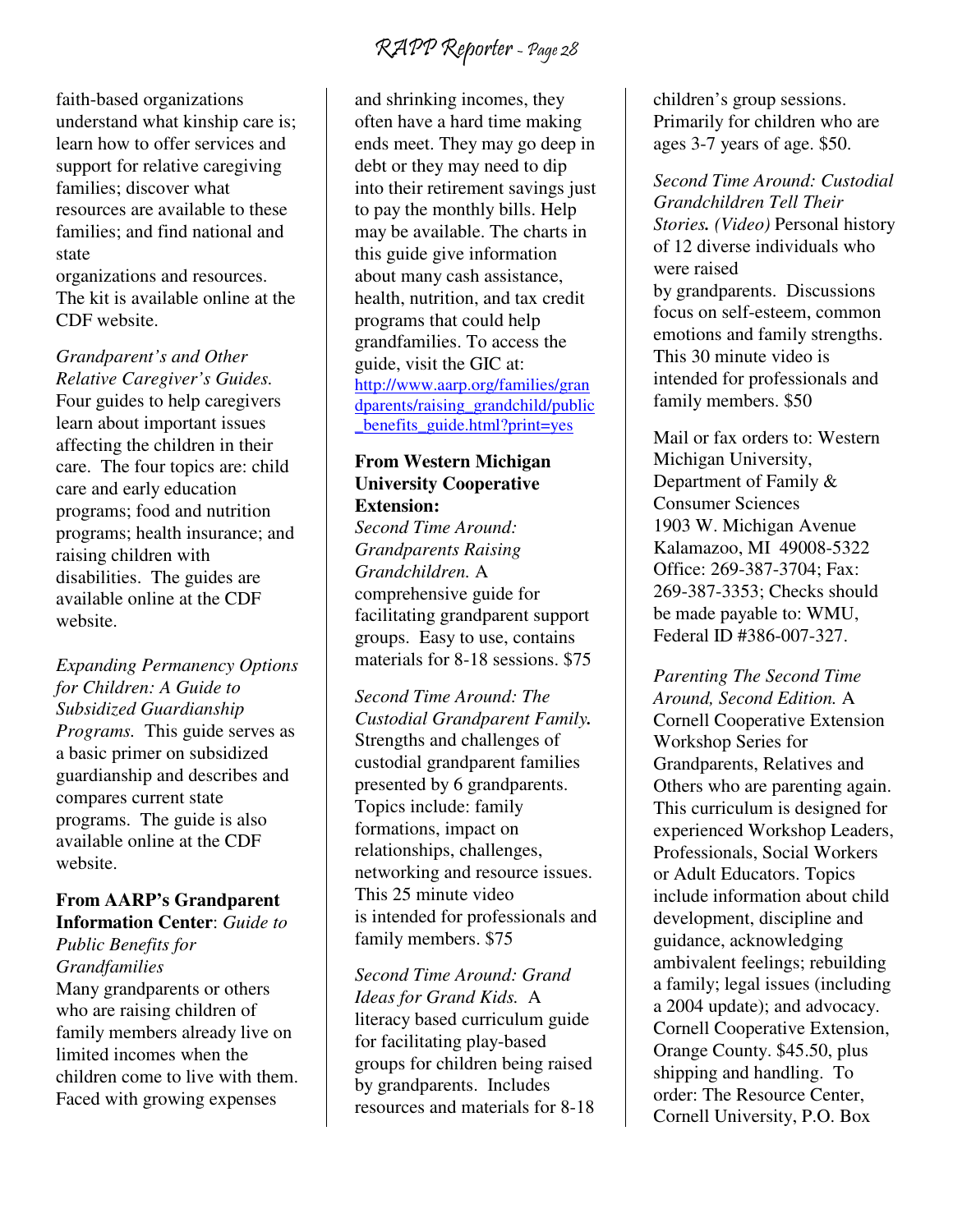faith-based organizations understand what kinship care is; learn how to offer services and support for relative caregiving families; discover what resources are available to these families; and find national and state organizations and resources. The kit is available online at the CDF website.

*Grandparent's and Other Relative Caregiver's Guides.* Four guides to help caregivers learn about important issues affecting the children in their care. The four topics are: child care and early education programs; food and nutrition programs; health insurance; and raising children with disabilities. The guides are available online at the CDF website.

*Expanding Permanency Options for Children: A Guide to Subsidized Guardianship Programs.* This guide serves as a basic primer on subsidized guardianship and describes and compares current state programs. The guide is also available online at the CDF website.

**From AARP's Grandparent Information Center**: *Guide to Public Benefits for Grandfamilies*
Many grandparents or others who are raising children of family members already live on limited incomes when the children come to live with them. Faced with growing expenses and shrinking incomes, they often have a hard time making ends meet. They may go deep in debt or they may need to dip into their retirement savings just to pay the monthly bills. Help may be available. The charts in this guide give information about many cash assistance, health, nutrition, and tax credit programs that could help grandfamilies. To access the guide, visit the GIC at: http://www.aarp.org/families/grandparents/raising_grandchild/public_benefits_guide.html?print=yes

**From Western Michigan University Cooperative Extension:**
*Second Time Around: Grandparents Raising Grandchildren.* A comprehensive guide for facilitating grandparent support groups. Easy to use, contains materials for 8-18 sessions. $75

*Second Time Around: The Custodial Grandparent Family.* Strengths and challenges of custodial grandparent families presented by 6 grandparents. Topics include: family formations, impact on relationships, challenges, networking and resource issues. This 25 minute video is intended for professionals and family members. $75

*Second Time Around: Grand Ideas for Grand Kids.* A literacy based curriculum guide for facilitating play-based groups for children being raised by grandparents. Includes resources and materials for 8-18 children's group sessions. Primarily for children who are ages 3-7 years of age. $50.

*Second Time Around: Custodial Grandchildren Tell Their Stories. (Video)* Personal history of 12 diverse individuals who were raised by grandparents. Discussions focus on self-esteem, common emotions and family strengths. This 30 minute video is intended for professionals and family members. $50

Mail or fax orders to: Western Michigan University, Department of Family & Consumer Sciences
1903 W. Michigan Avenue
Kalamazoo, MI 49008-5322
Office: 269-387-3704; Fax: 269-387-3353; Checks should be made payable to: WMU, Federal ID #386-007-327.

*Parenting The Second Time Around, Second Edition.* A Cornell Cooperative Extension Workshop Series for Grandparents, Relatives and Others who are parenting again. This curriculum is designed for experienced Workshop Leaders, Professionals, Social Workers or Adult Educators. Topics include information about child development, discipline and guidance, acknowledging ambivalent feelings; rebuilding a family; legal issues (including a 2004 update); and advocacy. Cornell Cooperative Extension, Orange County. $45.50, plus shipping and handling. To order: The Resource Center, Cornell University, P.O. Box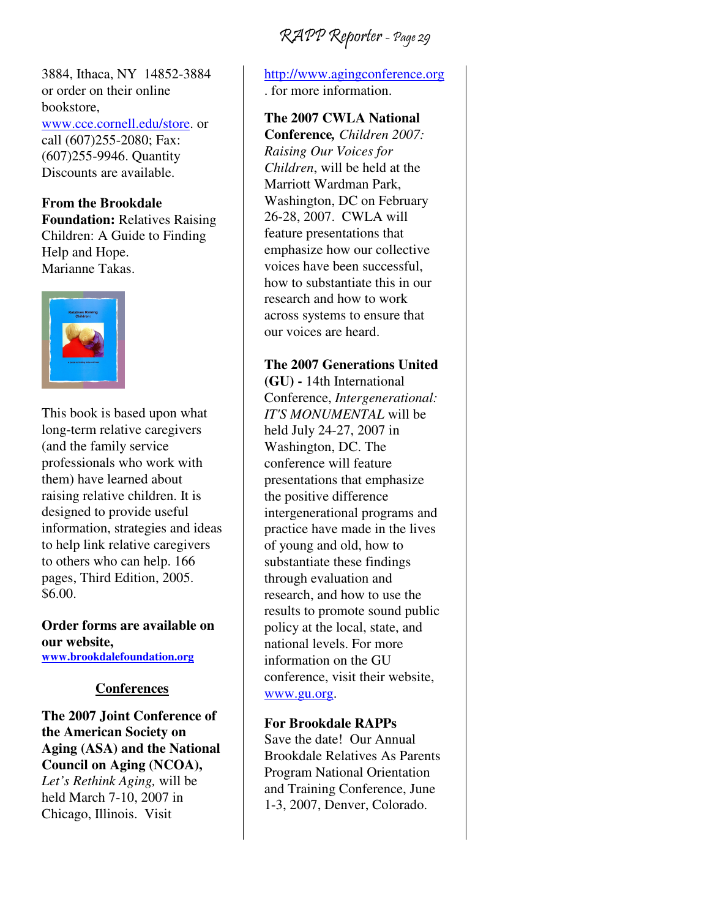3884, Ithaca, NY 14852-3884 or order on their online bookstore, www.cce.cornell.edu/store. or call (607)255-2080; Fax: (607)255-9946. Quantity Discounts are available.

**From the Brookdale Foundation:** Relatives Raising Children: A Guide to Finding Help and Hope.
Marianne Takas.

This book is based upon what long-term relative caregivers (and the family service professionals who work with them) have learned about raising relative children. It is designed to provide useful information, strategies and ideas to help link relative caregivers to others who can help. 166 pages, Third Edition, 2005. $6.00.

**Order forms are available on our website,**
**www.brookdalefoundation.org**

## Conferences

**The 2007 Joint Conference of the American Society on Aging (ASA) and the National Council on Aging (NCOA),** *Let's Rethink Aging,* will be held March 7-10, 2007 in Chicago, Illinois. Visit http://www.agingconference.org . for more information.

**The 2007 CWLA National Conference,** *Children 2007: Raising Our Voices for Children*, will be held at the Marriott Wardman Park, Washington, DC on February 26-28, 2007. CWLA will feature presentations that emphasize how our collective voices have been successful, how to substantiate this in our research and how to work across systems to ensure that our voices are heard.

**The 2007 Generations United (GU) -** 14th International Conference, *Intergenerational: IT'S MONUMENTAL* will be held July 24-27, 2007 in Washington, DC. The conference will feature presentations that emphasize the positive difference intergenerational programs and practice have made in the lives of young and old, how to substantiate these findings through evaluation and research, and how to use the results to promote sound public policy at the local, state, and national levels. For more information on the GU conference, visit their website, www.gu.org.

**For Brookdale RAPPs**
Save the date! Our Annual Brookdale Relatives As Parents Program National Orientation and Training Conference, June 1-3, 2007, Denver, Colorado.